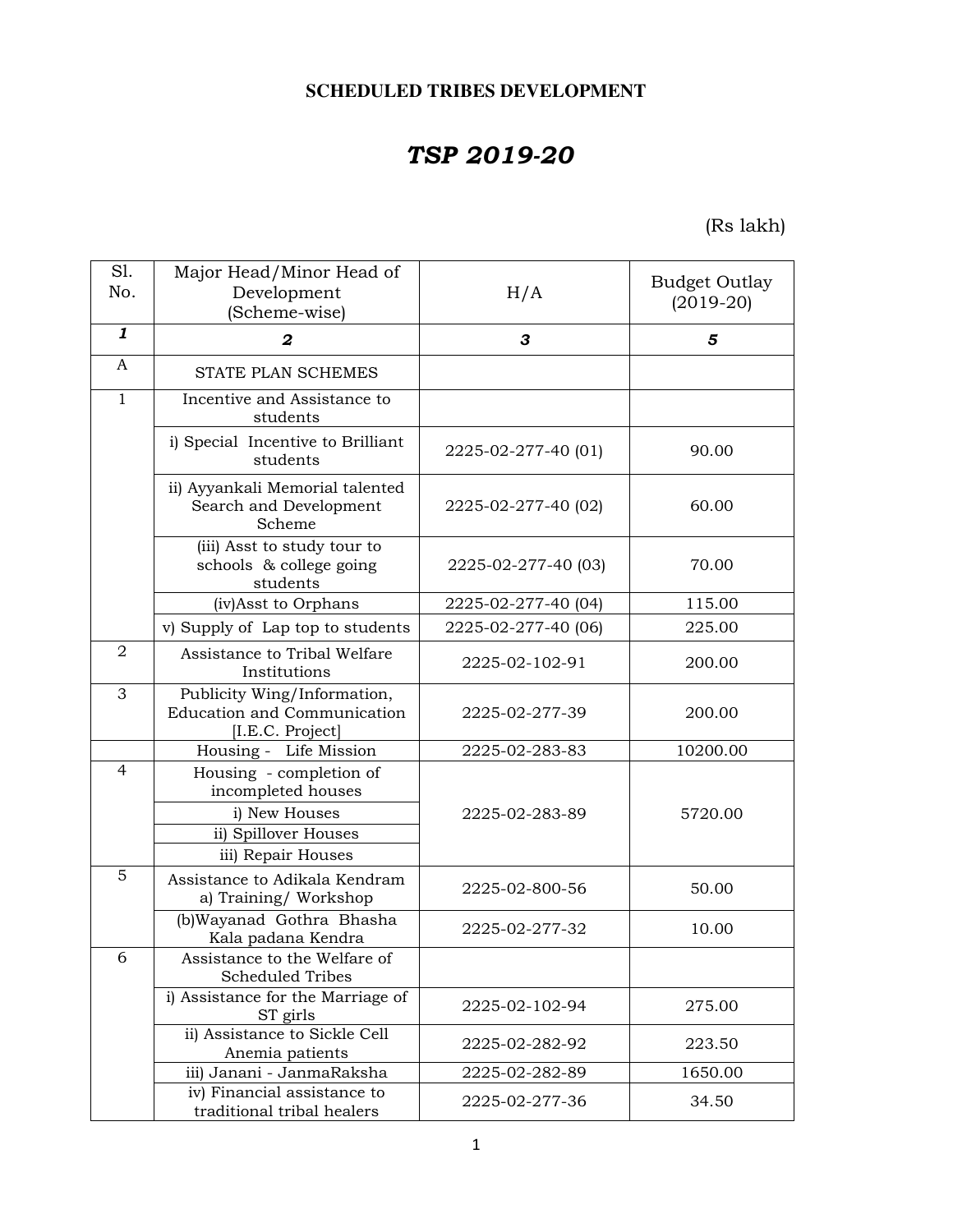**SCHEDULED TRIBES DEVELOPMENT**

# *TSP 2019-20*

(Rs lakh)

| Sl. No. | Major Head/Minor Head of Development (Scheme-wise) | H/A | Budget Outlay (2019-20) |
|---|---|---|---|
| *1* | *2* | *3* | *5* |
| A | STATE PLAN SCHEMES | | |
| 1 | Incentive and Assistance to students | | |
| | i) Special Incentive to Brilliant students | 2225-02-277-40 (01) | 90.00 |
| | ii) Ayyankali Memorial talented Search and Development Scheme | 2225-02-277-40 (02) | 60.00 |
| | (iii) Asst to study tour to schools & college going students | 2225-02-277-40 (03) | 70.00 |
| | (iv)Asst to Orphans | 2225-02-277-40 (04) | 115.00 |
| | v) Supply of Lap top to students | 2225-02-277-40 (06) | 225.00 |
| 2 | Assistance to Tribal Welfare Institutions | 2225-02-102-91 | 200.00 |
| 3 | Publicity Wing/Information, Education and Communication [I.E.C. Project] | 2225-02-277-39 | 200.00 |
| | Housing - Life Mission | 2225-02-283-83 | 10200.00 |
| 4 | Housing - completion of incompleted houses | 2225-02-283-89 | 5720.00 |
| | i) New Houses | | |
| | ii) Spillover Houses | | |
| | iii) Repair Houses | | |
| 5 | Assistance to Adikala Kendram a) Training/ Workshop | 2225-02-800-56 | 50.00 |
| | (b)Wayanad Gothra Bhasha Kala padana Kendra | 2225-02-277-32 | 10.00 |
| 6 | Assistance to the Welfare of Scheduled Tribes | | |
| | i) Assistance for the Marriage of ST girls | 2225-02-102-94 | 275.00 |
| | ii) Assistance to Sickle Cell Anemia patients | 2225-02-282-92 | 223.50 |
| | iii) Janani - JanmaRaksha | 2225-02-282-89 | 1650.00 |
| | iv) Financial assistance to traditional tribal healers | 2225-02-277-36 | 34.50 |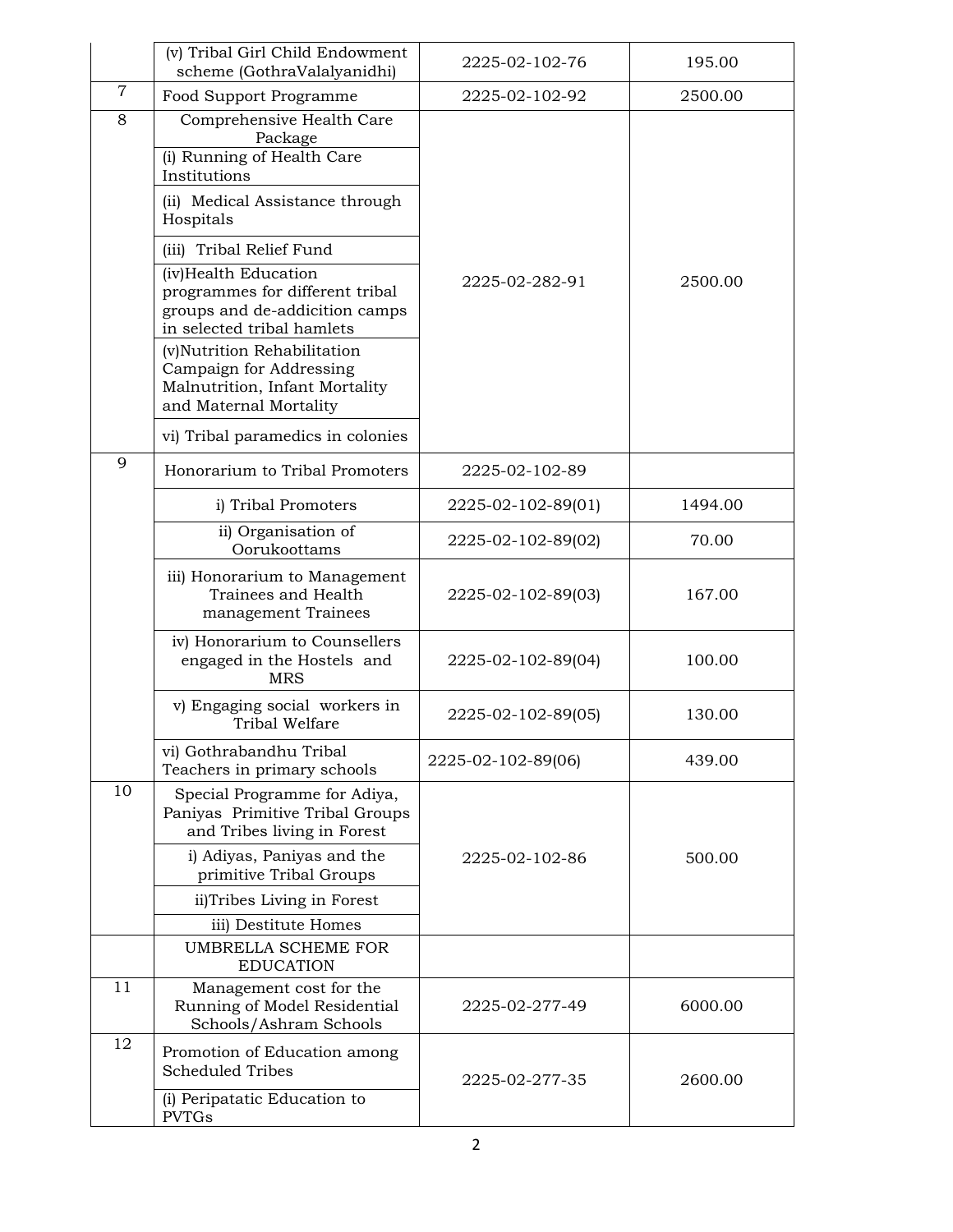| | (v) Tribal Girl Child Endowment scheme (GothraValalyanidhi) | 2225-02-102-76 | 195.00 |
|---|---|---|---|
| 7 | Food Support Programme | 2225-02-102-92 | 2500.00 |
| 8 | Comprehensive Health Care Package | 2225-02-282-91 | 2500.00 |
| | (i) Running of Health Care Institutions | | |
| | (ii) Medical Assistance through Hospitals | | |
| | (iii) Tribal Relief Fund | | |
| | (iv)Health Education programmes for different tribal groups and de-addicition camps in selected tribal hamlets | | |
| | (v)Nutrition Rehabilitation Campaign for Addressing Malnutrition, Infant Mortality and Maternal Mortality | | |
| | vi) Tribal paramedics in colonies | | |
| 9 | Honorarium to Tribal Promoters | 2225-02-102-89 | |
| | i) Tribal Promoters | 2225-02-102-89(01) | 1494.00 |
| | ii) Organisation of Oorukoottams | 2225-02-102-89(02) | 70.00 |
| | iii) Honorarium to Management Trainees and Health management Trainees | 2225-02-102-89(03) | 167.00 |
| | iv) Honorarium to Counsellers engaged in the Hostels and MRS | 2225-02-102-89(04) | 100.00 |
| | v) Engaging social workers in Tribal Welfare | 2225-02-102-89(05) | 130.00 |
| | vi) Gothrabandhu Tribal Teachers in primary schools | 2225-02-102-89(06) | 439.00 |
| 10 | Special Programme for Adiya, Paniyas Primitive Tribal Groups and Tribes living in Forest | 2225-02-102-86 | 500.00 |
| | i) Adiyas, Paniyas and the primitive Tribal Groups | | |
| | ii)Tribes Living in Forest | | |
| | iii) Destitute Homes | | |
| | UMBRELLA SCHEME FOR EDUCATION | | |
| 11 | Management cost for the Running of Model Residential Schools/Ashram Schools | 2225-02-277-49 | 6000.00 |
| 12 | Promotion of Education among Scheduled Tribes | 2225-02-277-35 | 2600.00 |
| | (i) Peripatatic Education to PVTGs | | |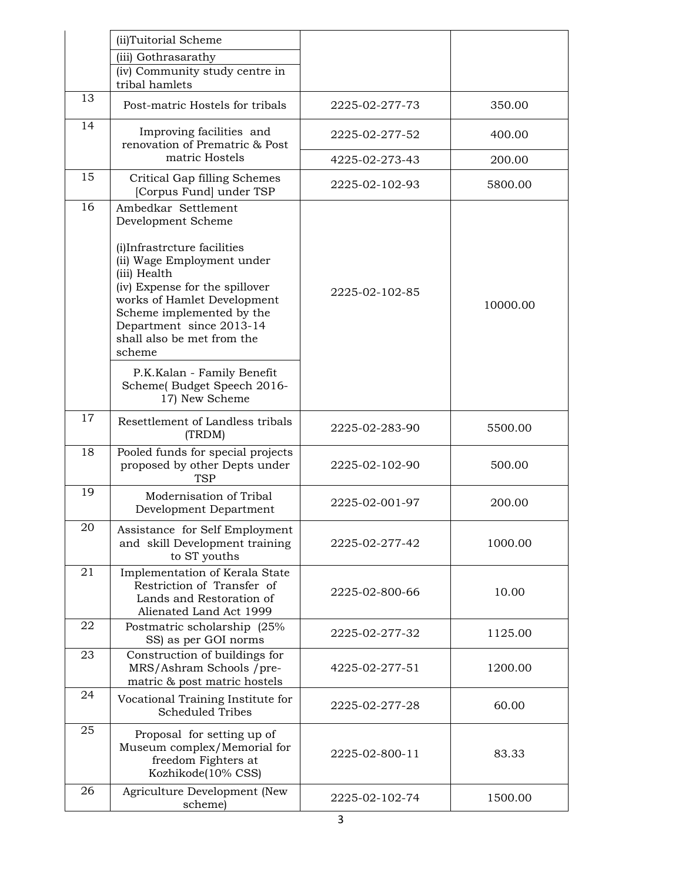| | | | |
|---|---|---|---|
| | (ii)Tuitorial Scheme | | |
| | (iii) Gothrasarathy | | |
| | (iv) Community study centre in tribal hamlets | | |
| 13 | Post-matric Hostels for tribals | 2225-02-277-73 | 350.00 |
| 14 | Improving facilities and renovation of Prematric & Post matric Hostels | 2225-02-277-52 | 400.00 |
| | | 4225-02-273-43 | 200.00 |
| 15 | Critical Gap filling Schemes [Corpus Fund] under TSP | 2225-02-102-93 | 5800.00 |
| 16 | Ambedkar Settlement Development Scheme<br><br>(i)Infrastrcture facilities<br>(ii) Wage Employment under<br>(iii) Health<br>(iv) Expense for the spillover works of Hamlet Development Scheme implemented by the Department since 2013-14 shall also be met from the scheme | 2225-02-102-85 | 10000.00 |
| | P.K.Kalan - Family Benefit Scheme( Budget Speech 2016-17) New Scheme | | |
| 17 | Resettlement of Landless tribals (TRDM) | 2225-02-283-90 | 5500.00 |
| 18 | Pooled funds for special projects proposed by other Depts under TSP | 2225-02-102-90 | 500.00 |
| 19 | Modernisation of Tribal Development Department | 2225-02-001-97 | 200.00 |
| 20 | Assistance for Self Employment and skill Development training to ST youths | 2225-02-277-42 | 1000.00 |
| 21 | Implementation of Kerala State Restriction of Transfer of Lands and Restoration of Alienated Land Act 1999 | 2225-02-800-66 | 10.00 |
| 22 | Postmatric scholarship (25% SS) as per GOI norms | 2225-02-277-32 | 1125.00 |
| 23 | Construction of buildings for MRS/Ashram Schools /pre-matric & post matric hostels | 4225-02-277-51 | 1200.00 |
| 24 | Vocational Training Institute for Scheduled Tribes | 2225-02-277-28 | 60.00 |
| 25 | Proposal for setting up of Museum complex/Memorial for freedom Fighters at Kozhikode(10% CSS) | 2225-02-800-11 | 83.33 |
| 26 | Agriculture Development (New scheme) | 2225-02-102-74 | 1500.00 |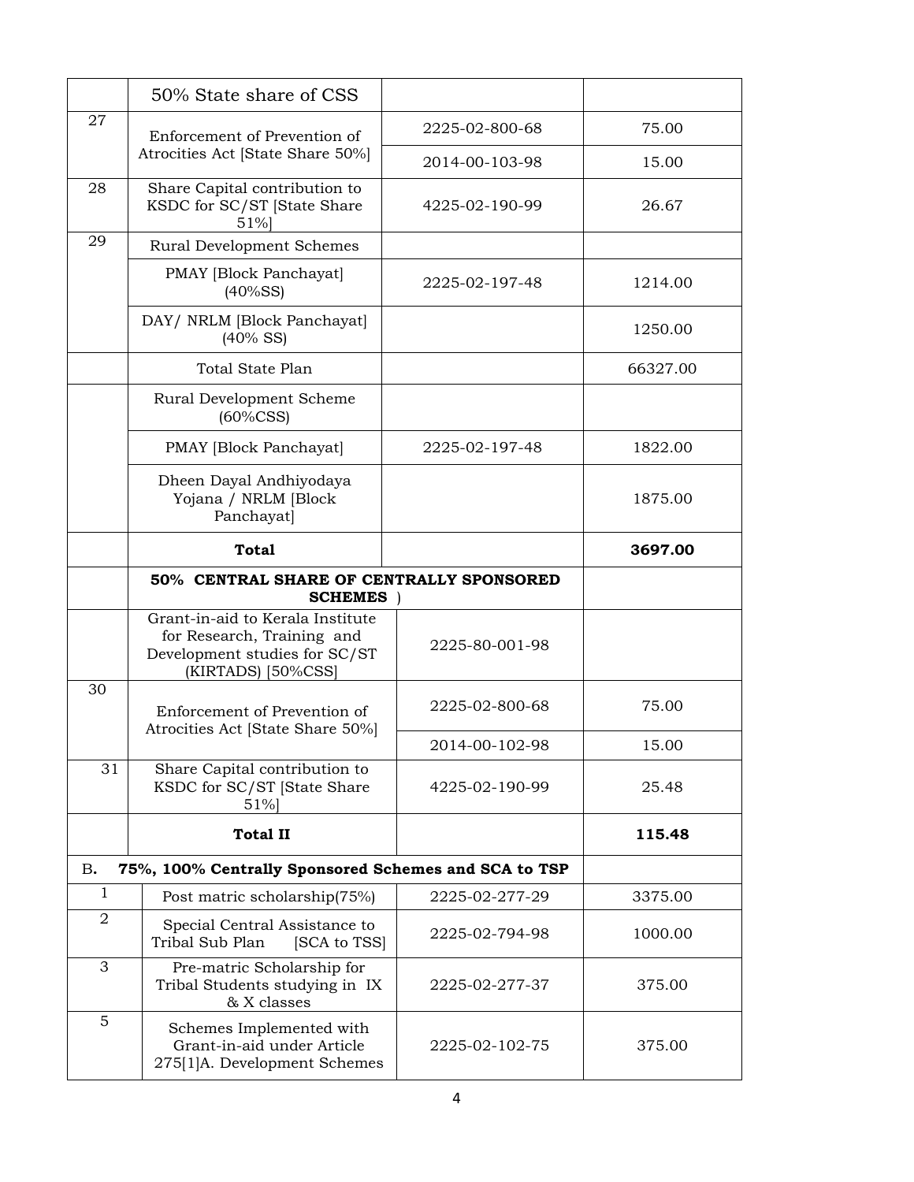| | | | |
|---|---|---|---|
| | 50% State share of CSS | | |
| 27 | Enforcement of Prevention of Atrocities Act [State Share 50%] | 2225-02-800-68 | 75.00 |
| | | 2014-00-103-98 | 15.00 |
| 28 | Share Capital contribution to KSDC for SC/ST [State Share 51%] | 4225-02-190-99 | 26.67 |
| 29 | Rural Development Schemes | | |
| | PMAY [Block Panchayat] (40%SS) | 2225-02-197-48 | 1214.00 |
| | DAY/ NRLM [Block Panchayat] (40% SS) | | 1250.00 |
| | Total State Plan | | 66327.00 |
| | Rural Development Scheme (60%CSS) | | |
| | PMAY [Block Panchayat] | 2225-02-197-48 | 1822.00 |
| | Dheen Dayal Andhiyodaya Yojana / NRLM [Block Panchayat] | | 1875.00 |
| | **Total** | | **3697.00** |
| | **50% CENTRAL SHARE OF CENTRALLY SPONSORED SCHEMES** ) | | |
| | Grant-in-aid to Kerala Institute for Research, Training and Development studies for SC/ST (KIRTADS) [50%CSS] | 2225-80-001-98 | |
| 30 | Enforcement of Prevention of Atrocities Act [State Share 50%] | 2225-02-800-68 | 75.00 |
| | | 2014-00-102-98 | 15.00 |
| 31 | Share Capital contribution to KSDC for SC/ST [State Share 51%] | 4225-02-190-99 | 25.48 |
| | **Total II** | | **115.48** |
| B. | **75%, 100% Centrally Sponsored Schemes and SCA to TSP** | | |
| 1 | Post matric scholarship(75%) | 2225-02-277-29 | 3375.00 |
| 2 | Special Central Assistance to Tribal Sub Plan [SCA to TSS] | 2225-02-794-98 | 1000.00 |
| 3 | Pre-matric Scholarship for Tribal Students studying in IX & X classes | 2225-02-277-37 | 375.00 |
| 5 | Schemes Implemented with Grant-in-aid under Article 275[1]A. Development Schemes | 2225-02-102-75 | 375.00 |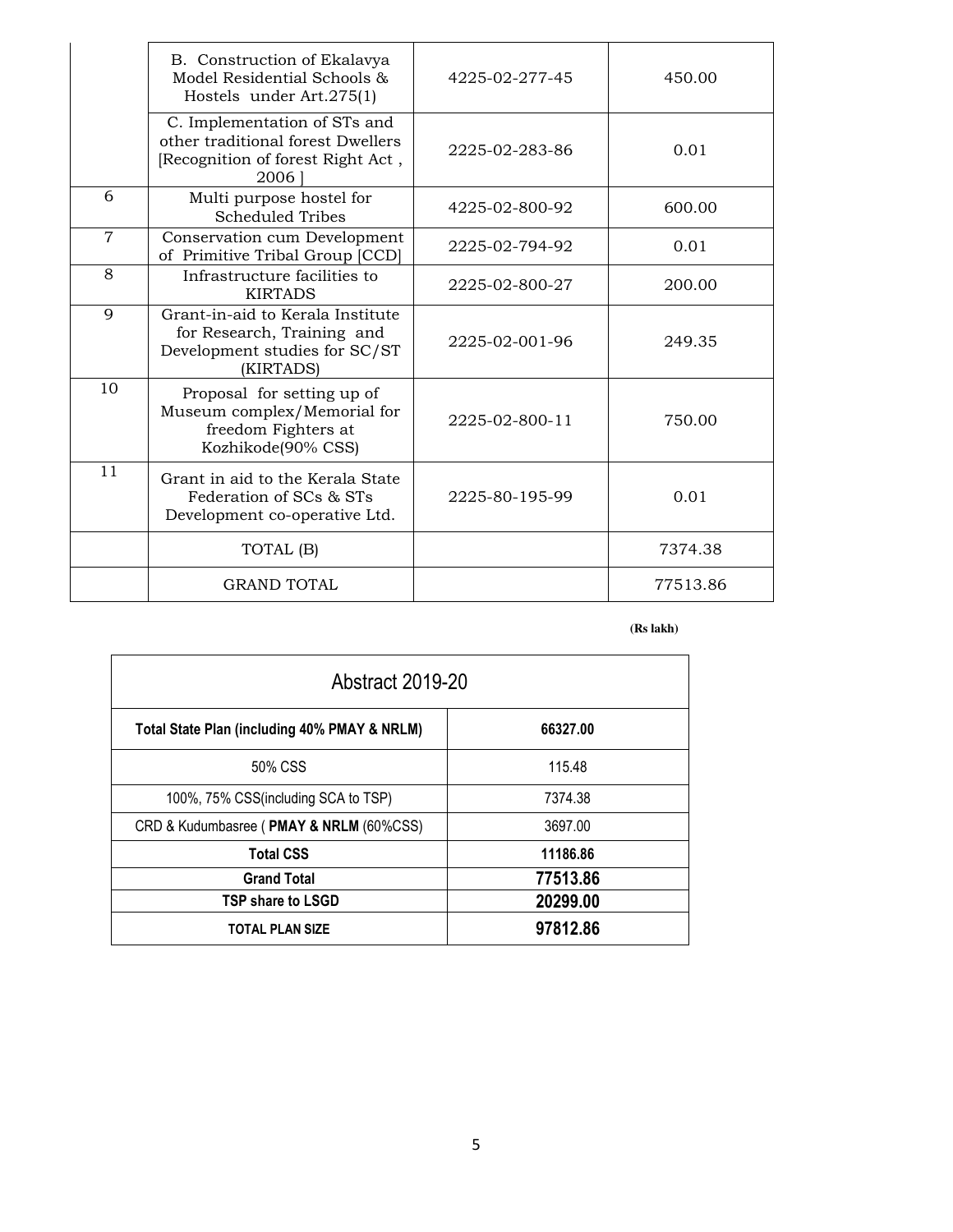| | | | |
|---|---|---|---|
| | B. Construction of Ekalavya Model Residential Schools & Hostels under Art.275(1) | 4225-02-277-45 | 450.00 |
| | C. Implementation of STs and other traditional forest Dwellers [Recognition of forest Right Act , 2006 ] | 2225-02-283-86 | 0.01 |
| 6 | Multi purpose hostel for Scheduled Tribes | 4225-02-800-92 | 600.00 |
| 7 | Conservation cum Development of Primitive Tribal Group [CCD] | 2225-02-794-92 | 0.01 |
| 8 | Infrastructure facilities to KIRTADS | 2225-02-800-27 | 200.00 |
| 9 | Grant-in-aid to Kerala Institute for Research, Training and Development studies for SC/ST (KIRTADS) | 2225-02-001-96 | 249.35 |
| 10 | Proposal for setting up of Museum complex/Memorial for freedom Fighters at Kozhikode(90% CSS) | 2225-02-800-11 | 750.00 |
| 11 | Grant in aid to the Kerala State Federation of SCs & STs Development co-operative Ltd. | 2225-80-195-99 | 0.01 |
| | TOTAL (B) | | 7374.38 |
| | GRAND TOTAL | | 77513.86 |

**(Rs lakh)**

| Abstract 2019-20 | |
|---|---|
| **Total State Plan (including 40% PMAY & NRLM)** | **66327.00** |
| 50% CSS | 115.48 |
| 100%, 75% CSS(including SCA to TSP) | 7374.38 |
| CRD & Kudumbasree ( **PMAY & NRLM** (60%CSS) | 3697.00 |
| **Total CSS** | **11186.86** |
| **Grand Total** | **77513.86** |
| **TSP share to LSGD** | **20299.00** |
| **TOTAL PLAN SIZE** | **97812.86** |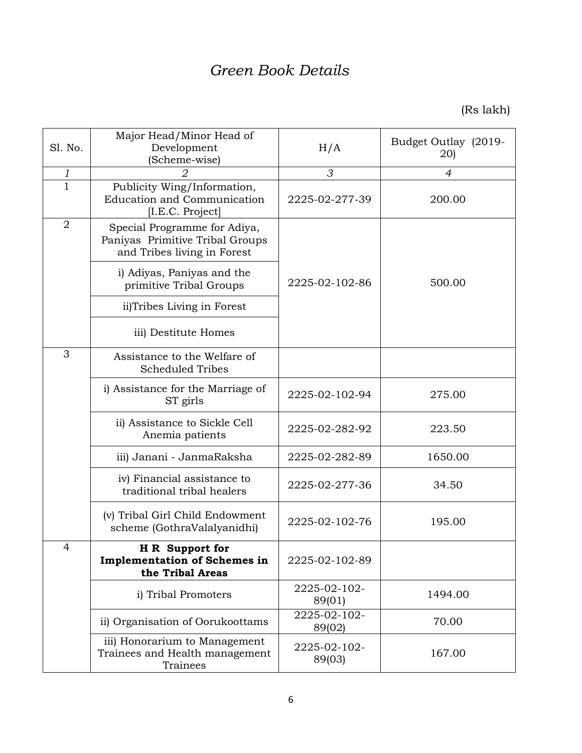# *Green Book Details*

(Rs lakh)

| Sl. No. | Major Head/Minor Head of Development (Scheme-wise) | H/A | Budget Outlay (2019-20) |
|---|---|---|---|
| *1* | *2* | *3* | *4* |
| 1 | Publicity Wing/Information, Education and Communication [I.E.C. Project] | 2225-02-277-39 | 200.00 |
| 2 | Special Programme for Adiya, Paniyas Primitive Tribal Groups and Tribes living in Forest | 2225-02-102-86 | 500.00 |
| | i) Adiyas, Paniyas and the primitive Tribal Groups | | |
| | ii)Tribes Living in Forest | | |
| | iii) Destitute Homes | | |
| 3 | Assistance to the Welfare of Scheduled Tribes | | |
| | i) Assistance for the Marriage of ST girls | 2225-02-102-94 | 275.00 |
| | ii) Assistance to Sickle Cell Anemia patients | 2225-02-282-92 | 223.50 |
| | iii) Janani - JanmaRaksha | 2225-02-282-89 | 1650.00 |
| | iv) Financial assistance to traditional tribal healers | 2225-02-277-36 | 34.50 |
| | (v) Tribal Girl Child Endowment scheme (GothraValalyanidhi) | 2225-02-102-76 | 195.00 |
| 4 | **H R Support for Implementation of Schemes in the Tribal Areas** | 2225-02-102-89 | |
| | i) Tribal Promoters | 2225-02-102-89(01) | 1494.00 |
| | ii) Organisation of Oorukoottams | 2225-02-102-89(02) | 70.00 |
| | iii) Honorarium to Management Trainees and Health management Trainees | 2225-02-102-89(03) | 167.00 |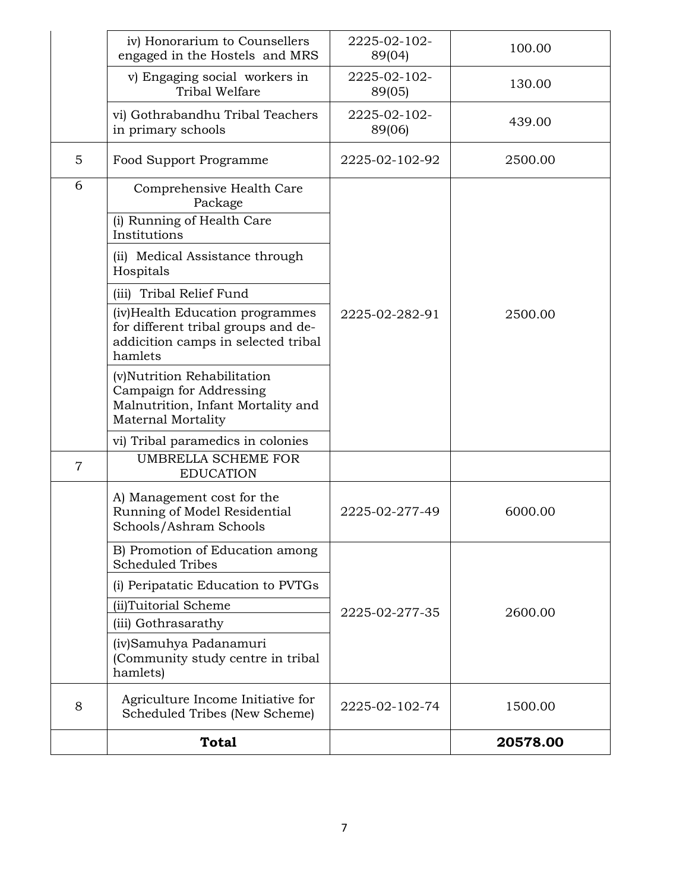| | | | |
|---|---|---|---|
| | iv) Honorarium to Counsellers engaged in the Hostels and MRS | 2225-02-102-89(04) | 100.00 |
| | v) Engaging social workers in Tribal Welfare | 2225-02-102-89(05) | 130.00 |
| | vi) Gothrabandhu Tribal Teachers in primary schools | 2225-02-102-89(06) | 439.00 |
| 5 | Food Support Programme | 2225-02-102-92 | 2500.00 |
| 6 | Comprehensive Health Care Package | 2225-02-282-91 | 2500.00 |
| | (i) Running of Health Care Institutions | | |
| | (ii) Medical Assistance through Hospitals | | |
| | (iii) Tribal Relief Fund | | |
| | (iv)Health Education programmes for different tribal groups and de-addicition camps in selected tribal hamlets | | |
| | (v)Nutrition Rehabilitation Campaign for Addressing Malnutrition, Infant Mortality and Maternal Mortality | | |
| | vi) Tribal paramedics in colonies | | |
| 7 | UMBRELLA SCHEME FOR EDUCATION | | |
| | A) Management cost for the Running of Model Residential Schools/Ashram Schools | 2225-02-277-49 | 6000.00 |
| | B) Promotion of Education among Scheduled Tribes | 2225-02-277-35 | 2600.00 |
| | (i) Peripatatic Education to PVTGs | | |
| | (ii)Tuitorial Scheme | | |
| | (iii) Gothrasarathy | | |
| | (iv)Samuhya Padanamuri (Community study centre in tribal hamlets) | | |
| 8 | Agriculture Income Initiative for Scheduled Tribes (New Scheme) | 2225-02-102-74 | 1500.00 |
| | **Total** | | **20578.00** |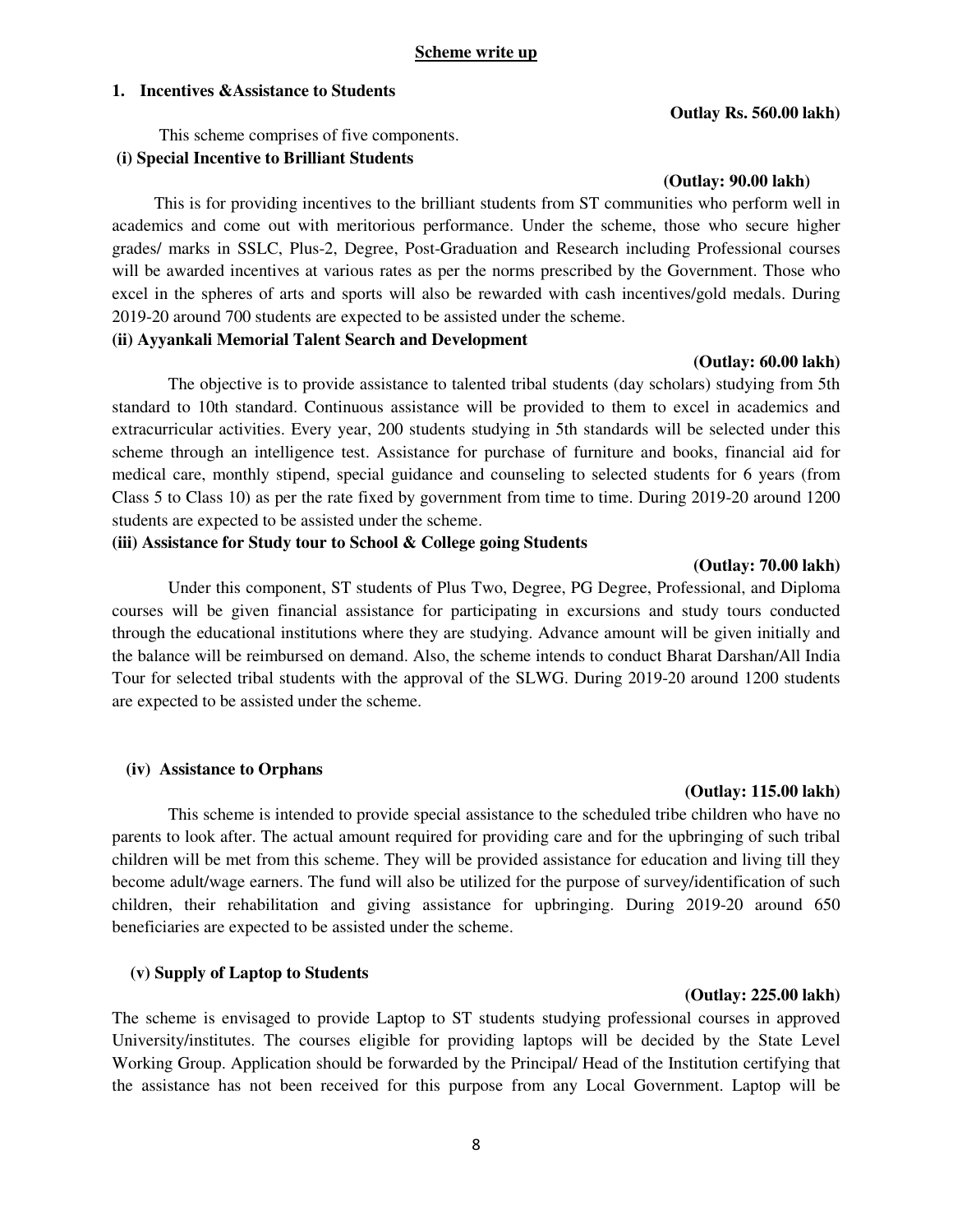**Scheme write up**

## 1. Incentives &Assistance to Students

**Outlay Rs. 560.00 lakh)**

This scheme comprises of five components.

### (i) Special Incentive to Brilliant Students

**(Outlay: 90.00 lakh)**

This is for providing incentives to the brilliant students from ST communities who perform well in academics and come out with meritorious performance. Under the scheme, those who secure higher grades/ marks in SSLC, Plus-2, Degree, Post-Graduation and Research including Professional courses will be awarded incentives at various rates as per the norms prescribed by the Government. Those who excel in the spheres of arts and sports will also be rewarded with cash incentives/gold medals. During 2019-20 around 700 students are expected to be assisted under the scheme.

### (ii) Ayyankali Memorial Talent Search and Development

**(Outlay: 60.00 lakh)**

The objective is to provide assistance to talented tribal students (day scholars) studying from 5th standard to 10th standard. Continuous assistance will be provided to them to excel in academics and extracurricular activities. Every year, 200 students studying in 5th standards will be selected under this scheme through an intelligence test. Assistance for purchase of furniture and books, financial aid for medical care, monthly stipend, special guidance and counseling to selected students for 6 years (from Class 5 to Class 10) as per the rate fixed by government from time to time. During 2019-20 around 1200 students are expected to be assisted under the scheme.

### (iii) Assistance for Study tour to School & College going Students

**(Outlay: 70.00 lakh)**

Under this component, ST students of Plus Two, Degree, PG Degree, Professional, and Diploma courses will be given financial assistance for participating in excursions and study tours conducted through the educational institutions where they are studying. Advance amount will be given initially and the balance will be reimbursed on demand. Also, the scheme intends to conduct Bharat Darshan/All India Tour for selected tribal students with the approval of the SLWG. During 2019-20 around 1200 students are expected to be assisted under the scheme.

### (iv) Assistance to Orphans

**(Outlay: 115.00 lakh)**

This scheme is intended to provide special assistance to the scheduled tribe children who have no parents to look after. The actual amount required for providing care and for the upbringing of such tribal children will be met from this scheme. They will be provided assistance for education and living till they become adult/wage earners. The fund will also be utilized for the purpose of survey/identification of such children, their rehabilitation and giving assistance for upbringing. During 2019-20 around 650 beneficiaries are expected to be assisted under the scheme.

### (v) Supply of Laptop to Students

**(Outlay: 225.00 lakh)**

The scheme is envisaged to provide Laptop to ST students studying professional courses in approved University/institutes. The courses eligible for providing laptops will be decided by the State Level Working Group. Application should be forwarded by the Principal/ Head of the Institution certifying that the assistance has not been received for this purpose from any Local Government. Laptop will be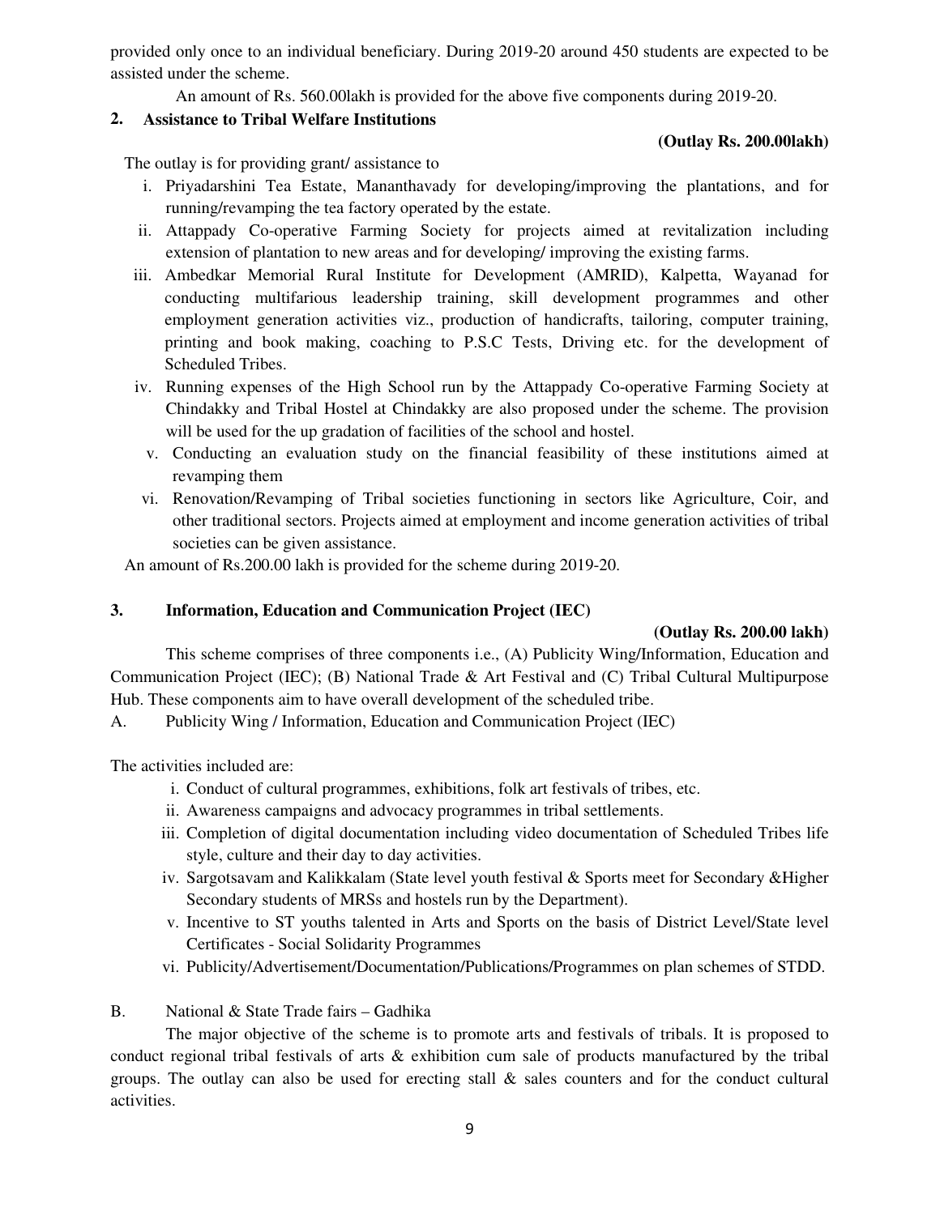provided only once to an individual beneficiary. During 2019-20 around 450 students are expected to be assisted under the scheme.

An amount of Rs. 560.00lakh is provided for the above five components during 2019-20.

## 2. Assistance to Tribal Welfare Institutions

**(Outlay Rs. 200.00lakh)**

The outlay is for providing grant/ assistance to

i. Priyadarshini Tea Estate, Mananthavady for developing/improving the plantations, and for running/revamping the tea factory operated by the estate.
ii. Attappady Co-operative Farming Society for projects aimed at revitalization including extension of plantation to new areas and for developing/ improving the existing farms.
iii. Ambedkar Memorial Rural Institute for Development (AMRID), Kalpetta, Wayanad for conducting multifarious leadership training, skill development programmes and other employment generation activities viz., production of handicrafts, tailoring, computer training, printing and book making, coaching to P.S.C Tests, Driving etc. for the development of Scheduled Tribes.
iv. Running expenses of the High School run by the Attappady Co-operative Farming Society at Chindakky and Tribal Hostel at Chindakky are also proposed under the scheme. The provision will be used for the up gradation of facilities of the school and hostel.
v. Conducting an evaluation study on the financial feasibility of these institutions aimed at revamping them
vi. Renovation/Revamping of Tribal societies functioning in sectors like Agriculture, Coir, and other traditional sectors. Projects aimed at employment and income generation activities of tribal societies can be given assistance.

An amount of Rs.200.00 lakh is provided for the scheme during 2019-20.

## 3. Information, Education and Communication Project (IEC)

**(Outlay Rs. 200.00 lakh)**

This scheme comprises of three components i.e., (A) Publicity Wing/Information, Education and Communication Project (IEC); (B) National Trade & Art Festival and (C) Tribal Cultural Multipurpose Hub. These components aim to have overall development of the scheduled tribe.

A. Publicity Wing / Information, Education and Communication Project (IEC)

The activities included are:

i. Conduct of cultural programmes, exhibitions, folk art festivals of tribes, etc.
ii. Awareness campaigns and advocacy programmes in tribal settlements.
iii. Completion of digital documentation including video documentation of Scheduled Tribes life style, culture and their day to day activities.
iv. Sargotsavam and Kalikkalam (State level youth festival & Sports meet for Secondary &Higher Secondary students of MRSs and hostels run by the Department).
v. Incentive to ST youths talented in Arts and Sports on the basis of District Level/State level Certificates - Social Solidarity Programmes
vi. Publicity/Advertisement/Documentation/Publications/Programmes on plan schemes of STDD.

B. National & State Trade fairs – Gadhika

The major objective of the scheme is to promote arts and festivals of tribals. It is proposed to conduct regional tribal festivals of arts & exhibition cum sale of products manufactured by the tribal groups. The outlay can also be used for erecting stall & sales counters and for the conduct cultural activities.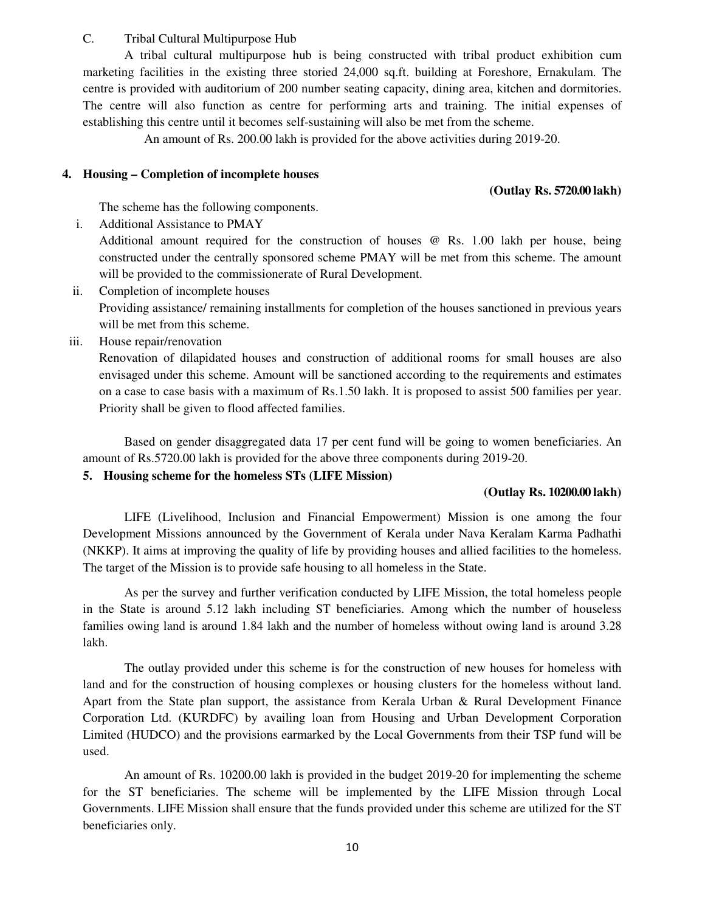C. Tribal Cultural Multipurpose Hub

A tribal cultural multipurpose hub is being constructed with tribal product exhibition cum marketing facilities in the existing three storied 24,000 sq.ft. building at Foreshore, Ernakulam. The centre is provided with auditorium of 200 number seating capacity, dining area, kitchen and dormitories. The centre will also function as centre for performing arts and training. The initial expenses of establishing this centre until it becomes self-sustaining will also be met from the scheme.

An amount of Rs. 200.00 lakh is provided for the above activities during 2019-20.

**4. Housing – Completion of incomplete houses**

**(Outlay Rs. 5720.00 lakh)**

The scheme has the following components.

i. Additional Assistance to PMAY
   Additional amount required for the construction of houses @ Rs. 1.00 lakh per house, being constructed under the centrally sponsored scheme PMAY will be met from this scheme. The amount will be provided to the commissionerate of Rural Development.

ii. Completion of incomplete houses
   Providing assistance/ remaining installments for completion of the houses sanctioned in previous years will be met from this scheme.

iii. House repair/renovation
   Renovation of dilapidated houses and construction of additional rooms for small houses are also envisaged under this scheme. Amount will be sanctioned according to the requirements and estimates on a case to case basis with a maximum of Rs.1.50 lakh. It is proposed to assist 500 families per year. Priority shall be given to flood affected families.

Based on gender disaggregated data 17 per cent fund will be going to women beneficiaries. An amount of Rs.5720.00 lakh is provided for the above three components during 2019-20.

**5. Housing scheme for the homeless STs (LIFE Mission)**

**(Outlay Rs. 10200.00 lakh)**

LIFE (Livelihood, Inclusion and Financial Empowerment) Mission is one among the four Development Missions announced by the Government of Kerala under Nava Keralam Karma Padhathi (NKKP). It aims at improving the quality of life by providing houses and allied facilities to the homeless. The target of the Mission is to provide safe housing to all homeless in the State.

As per the survey and further verification conducted by LIFE Mission, the total homeless people in the State is around 5.12 lakh including ST beneficiaries. Among which the number of houseless families owing land is around 1.84 lakh and the number of homeless without owing land is around 3.28 lakh.

The outlay provided under this scheme is for the construction of new houses for homeless with land and for the construction of housing complexes or housing clusters for the homeless without land. Apart from the State plan support, the assistance from Kerala Urban & Rural Development Finance Corporation Ltd. (KURDFC) by availing loan from Housing and Urban Development Corporation Limited (HUDCO) and the provisions earmarked by the Local Governments from their TSP fund will be used.

An amount of Rs. 10200.00 lakh is provided in the budget 2019-20 for implementing the scheme for the ST beneficiaries. The scheme will be implemented by the LIFE Mission through Local Governments. LIFE Mission shall ensure that the funds provided under this scheme are utilized for the ST beneficiaries only.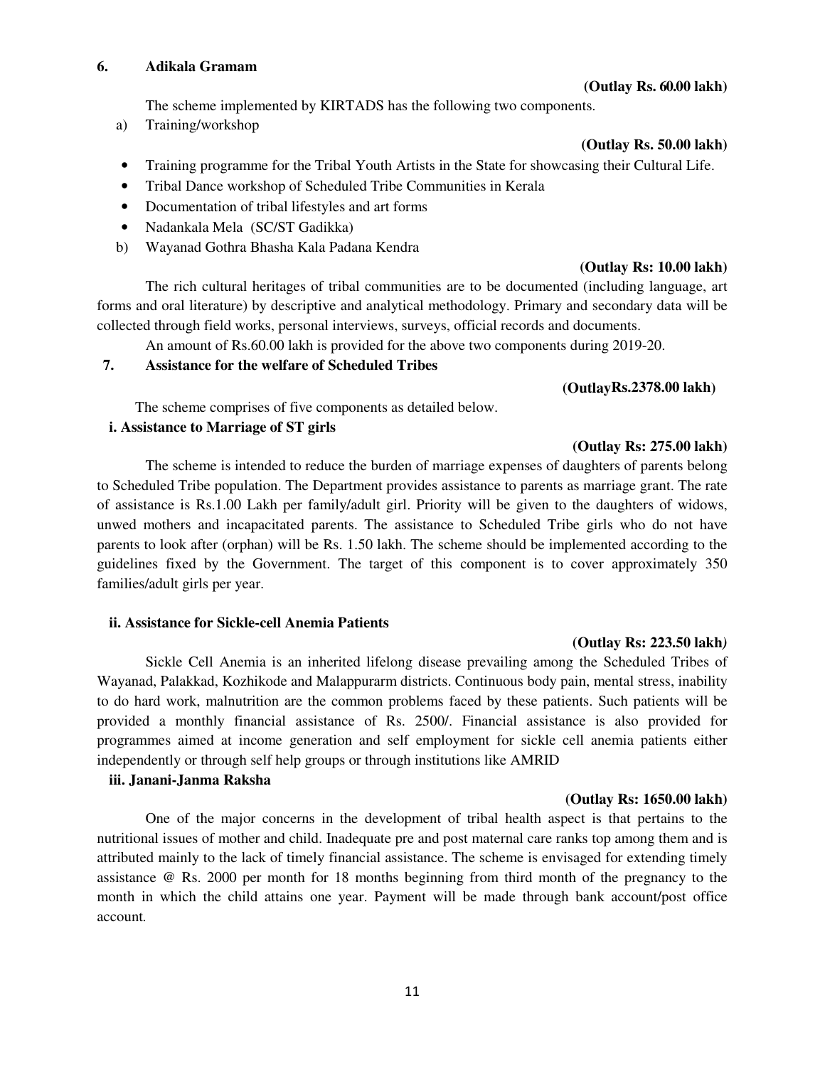## 6. Adikala Gramam

**(Outlay Rs. 60.00 lakh)**

The scheme implemented by KIRTADS has the following two components.

a) Training/workshop

**(Outlay Rs. 50.00 lakh)**

- Training programme for the Tribal Youth Artists in the State for showcasing their Cultural Life.
- Tribal Dance workshop of Scheduled Tribe Communities in Kerala
- Documentation of tribal lifestyles and art forms
- Nadankala Mela (SC/ST Gadikka)

b) Wayanad Gothra Bhasha Kala Padana Kendra

**(Outlay Rs: 10.00 lakh)**

The rich cultural heritages of tribal communities are to be documented (including language, art forms and oral literature) by descriptive and analytical methodology. Primary and secondary data will be collected through field works, personal interviews, surveys, official records and documents.

An amount of Rs.60.00 lakh is provided for the above two components during 2019-20.

## 7. Assistance for the welfare of Scheduled Tribes

**(OutlayRs.2378.00 lakh)**

The scheme comprises of five components as detailed below.

**i. Assistance to Marriage of ST girls**

**(Outlay Rs: 275.00 lakh)**

The scheme is intended to reduce the burden of marriage expenses of daughters of parents belong to Scheduled Tribe population. The Department provides assistance to parents as marriage grant. The rate of assistance is Rs.1.00 Lakh per family/adult girl. Priority will be given to the daughters of widows, unwed mothers and incapacitated parents. The assistance to Scheduled Tribe girls who do not have parents to look after (orphan) will be Rs. 1.50 lakh. The scheme should be implemented according to the guidelines fixed by the Government. The target of this component is to cover approximately 350 families/adult girls per year.

**ii. Assistance for Sickle-cell Anemia Patients**

**(Outlay Rs: 223.50 lakh)**

Sickle Cell Anemia is an inherited lifelong disease prevailing among the Scheduled Tribes of Wayanad, Palakkad, Kozhikode and Malappurarm districts. Continuous body pain, mental stress, inability to do hard work, malnutrition are the common problems faced by these patients. Such patients will be provided a monthly financial assistance of Rs. 2500/. Financial assistance is also provided for programmes aimed at income generation and self employment for sickle cell anemia patients either independently or through self help groups or through institutions like AMRID

**iii. Janani-Janma Raksha**

**(Outlay Rs: 1650.00 lakh)**

One of the major concerns in the development of tribal health aspect is that pertains to the nutritional issues of mother and child. Inadequate pre and post maternal care ranks top among them and is attributed mainly to the lack of timely financial assistance. The scheme is envisaged for extending timely assistance @ Rs. 2000 per month for 18 months beginning from third month of the pregnancy to the month in which the child attains one year. Payment will be made through bank account/post office account.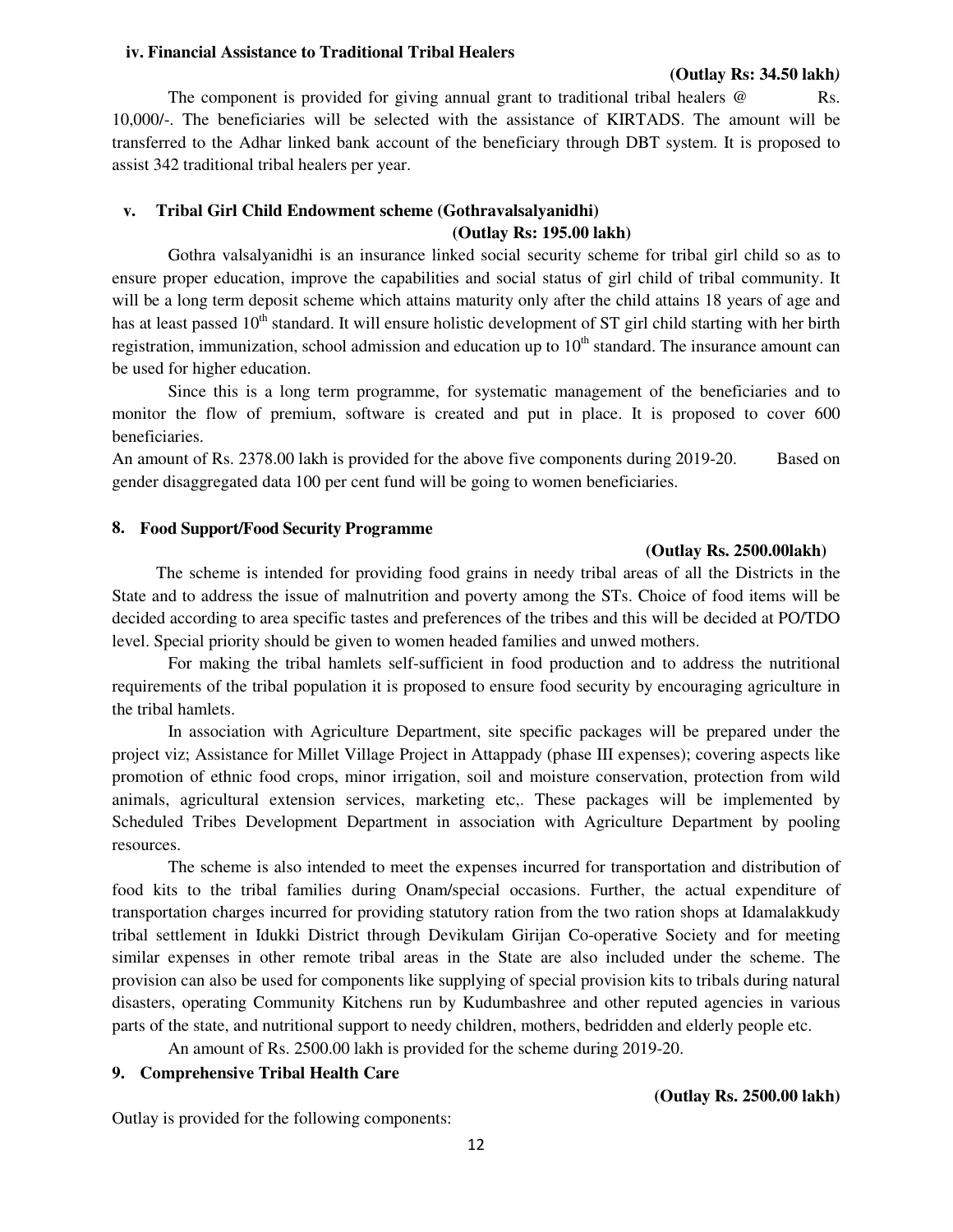#### iv. Financial Assistance to Traditional Tribal Healers

**(Outlay Rs: 34.50 lakh*)***

The component is provided for giving annual grant to traditional tribal healers @ Rs. 10,000/-. The beneficiaries will be selected with the assistance of KIRTADS. The amount will be transferred to the Adhar linked bank account of the beneficiary through DBT system. It is proposed to assist 342 traditional tribal healers per year.

#### v. Tribal Girl Child Endowment scheme (Gothravalsalyanidhi)

**(Outlay Rs: 195.00 lakh)**

Gothra valsalyanidhi is an insurance linked social security scheme for tribal girl child so as to ensure proper education, improve the capabilities and social status of girl child of tribal community. It will be a long term deposit scheme which attains maturity only after the child attains 18 years of age and has at least passed 10th standard. It will ensure holistic development of ST girl child starting with her birth registration, immunization, school admission and education up to 10th standard. The insurance amount can be used for higher education.

Since this is a long term programme, for systematic management of the beneficiaries and to monitor the flow of premium, software is created and put in place. It is proposed to cover 600 beneficiaries.

An amount of Rs. 2378.00 lakh is provided for the above five components during 2019-20. Based on gender disaggregated data 100 per cent fund will be going to women beneficiaries.

### 8. Food Support/Food Security Programme

**(Outlay Rs. 2500.00lakh)**

The scheme is intended for providing food grains in needy tribal areas of all the Districts in the State and to address the issue of malnutrition and poverty among the STs. Choice of food items will be decided according to area specific tastes and preferences of the tribes and this will be decided at PO/TDO level. Special priority should be given to women headed families and unwed mothers.

For making the tribal hamlets self-sufficient in food production and to address the nutritional requirements of the tribal population it is proposed to ensure food security by encouraging agriculture in the tribal hamlets.

In association with Agriculture Department, site specific packages will be prepared under the project viz; Assistance for Millet Village Project in Attappady (phase III expenses); covering aspects like promotion of ethnic food crops, minor irrigation, soil and moisture conservation, protection from wild animals, agricultural extension services, marketing etc,. These packages will be implemented by Scheduled Tribes Development Department in association with Agriculture Department by pooling resources.

The scheme is also intended to meet the expenses incurred for transportation and distribution of food kits to the tribal families during Onam/special occasions. Further, the actual expenditure of transportation charges incurred for providing statutory ration from the two ration shops at Idamalakkudy tribal settlement in Idukki District through Devikulam Girijan Co-operative Society and for meeting similar expenses in other remote tribal areas in the State are also included under the scheme. The provision can also be used for components like supplying of special provision kits to tribals during natural disasters, operating Community Kitchens run by Kudumbashree and other reputed agencies in various parts of the state, and nutritional support to needy children, mothers, bedridden and elderly people etc.

An amount of Rs. 2500.00 lakh is provided for the scheme during 2019-20.

### 9. Comprehensive Tribal Health Care

**(Outlay Rs. 2500.00 lakh)**

Outlay is provided for the following components: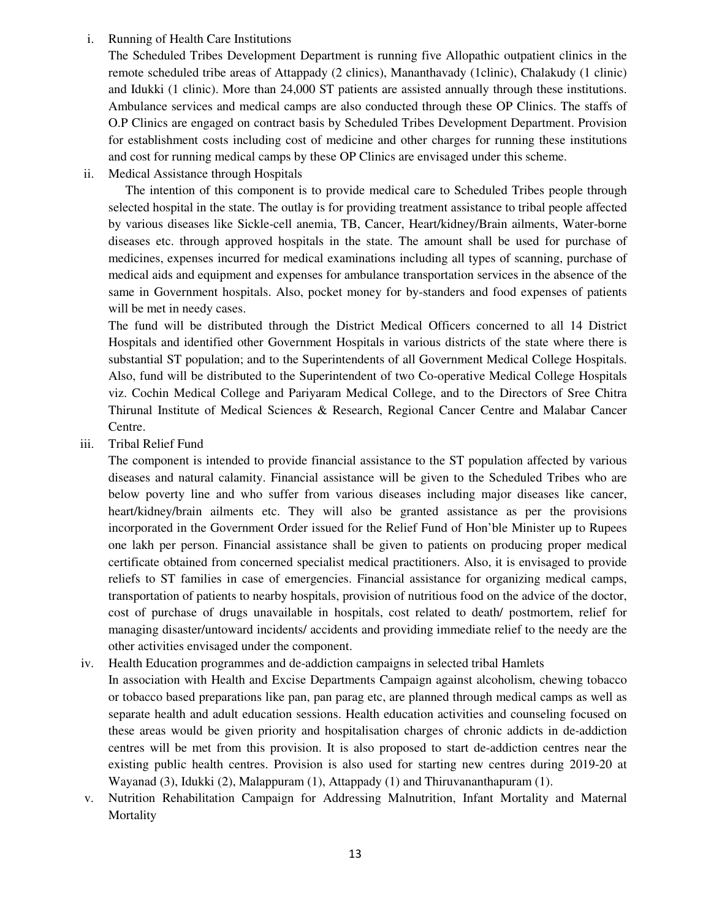i. Running of Health Care Institutions

The Scheduled Tribes Development Department is running five Allopathic outpatient clinics in the remote scheduled tribe areas of Attappady (2 clinics), Mananthavady (1clinic), Chalakudy (1 clinic) and Idukki (1 clinic). More than 24,000 ST patients are assisted annually through these institutions. Ambulance services and medical camps are also conducted through these OP Clinics. The staffs of O.P Clinics are engaged on contract basis by Scheduled Tribes Development Department. Provision for establishment costs including cost of medicine and other charges for running these institutions and cost for running medical camps by these OP Clinics are envisaged under this scheme.

ii. Medical Assistance through Hospitals

The intention of this component is to provide medical care to Scheduled Tribes people through selected hospital in the state. The outlay is for providing treatment assistance to tribal people affected by various diseases like Sickle-cell anemia, TB, Cancer, Heart/kidney/Brain ailments, Water-borne diseases etc. through approved hospitals in the state. The amount shall be used for purchase of medicines, expenses incurred for medical examinations including all types of scanning, purchase of medical aids and equipment and expenses for ambulance transportation services in the absence of the same in Government hospitals. Also, pocket money for by-standers and food expenses of patients will be met in needy cases.

The fund will be distributed through the District Medical Officers concerned to all 14 District Hospitals and identified other Government Hospitals in various districts of the state where there is substantial ST population; and to the Superintendents of all Government Medical College Hospitals. Also, fund will be distributed to the Superintendent of two Co-operative Medical College Hospitals viz. Cochin Medical College and Pariyaram Medical College, and to the Directors of Sree Chitra Thirunal Institute of Medical Sciences & Research, Regional Cancer Centre and Malabar Cancer Centre.

iii. Tribal Relief Fund

The component is intended to provide financial assistance to the ST population affected by various diseases and natural calamity. Financial assistance will be given to the Scheduled Tribes who are below poverty line and who suffer from various diseases including major diseases like cancer, heart/kidney/brain ailments etc. They will also be granted assistance as per the provisions incorporated in the Government Order issued for the Relief Fund of Hon'ble Minister up to Rupees one lakh per person. Financial assistance shall be given to patients on producing proper medical certificate obtained from concerned specialist medical practitioners. Also, it is envisaged to provide reliefs to ST families in case of emergencies. Financial assistance for organizing medical camps, transportation of patients to nearby hospitals, provision of nutritious food on the advice of the doctor, cost of purchase of drugs unavailable in hospitals, cost related to death/ postmortem, relief for managing disaster/untoward incidents/ accidents and providing immediate relief to the needy are the other activities envisaged under the component.

iv. Health Education programmes and de-addiction campaigns in selected tribal Hamlets

In association with Health and Excise Departments Campaign against alcoholism, chewing tobacco or tobacco based preparations like pan, pan parag etc, are planned through medical camps as well as separate health and adult education sessions. Health education activities and counseling focused on these areas would be given priority and hospitalisation charges of chronic addicts in de-addiction centres will be met from this provision. It is also proposed to start de-addiction centres near the existing public health centres. Provision is also used for starting new centres during 2019-20 at Wayanad (3), Idukki (2), Malappuram (1), Attappady (1) and Thiruvananthapuram (1).

v. Nutrition Rehabilitation Campaign for Addressing Malnutrition, Infant Mortality and Maternal Mortality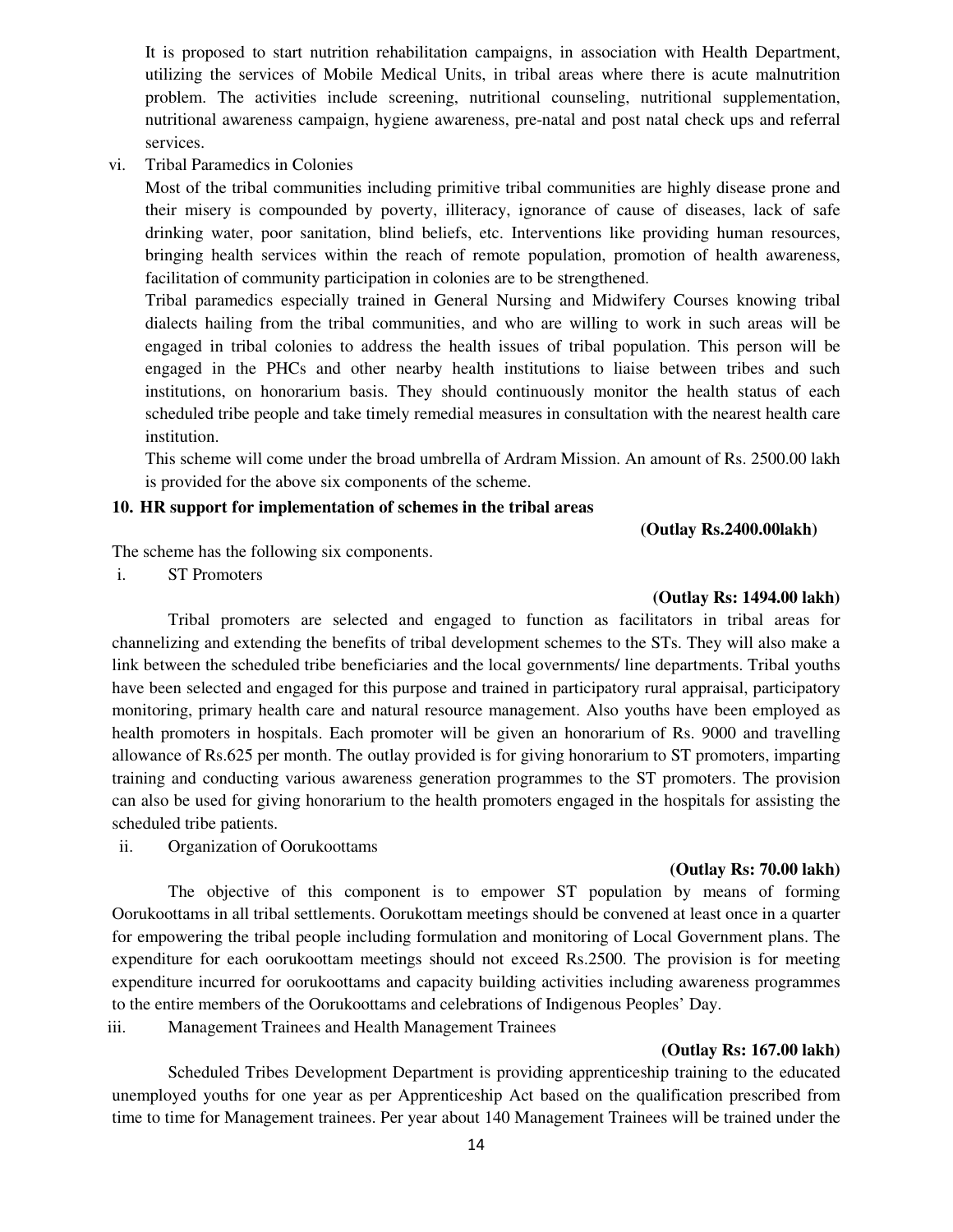It is proposed to start nutrition rehabilitation campaigns, in association with Health Department, utilizing the services of Mobile Medical Units, in tribal areas where there is acute malnutrition problem. The activities include screening, nutritional counseling, nutritional supplementation, nutritional awareness campaign, hygiene awareness, pre-natal and post natal check ups and referral services.

vi. Tribal Paramedics in Colonies

Most of the tribal communities including primitive tribal communities are highly disease prone and their misery is compounded by poverty, illiteracy, ignorance of cause of diseases, lack of safe drinking water, poor sanitation, blind beliefs, etc. Interventions like providing human resources, bringing health services within the reach of remote population, promotion of health awareness, facilitation of community participation in colonies are to be strengthened.

Tribal paramedics especially trained in General Nursing and Midwifery Courses knowing tribal dialects hailing from the tribal communities, and who are willing to work in such areas will be engaged in tribal colonies to address the health issues of tribal population. This person will be engaged in the PHCs and other nearby health institutions to liaise between tribes and such institutions, on honorarium basis. They should continuously monitor the health status of each scheduled tribe people and take timely remedial measures in consultation with the nearest health care institution.

This scheme will come under the broad umbrella of Ardram Mission. An amount of Rs. 2500.00 lakh is provided for the above six components of the scheme.

## 10. HR support for implementation of schemes in the tribal areas

**(Outlay Rs.2400.00lakh)**

The scheme has the following six components.

i. ST Promoters

**(Outlay Rs: 1494.00 lakh)**

Tribal promoters are selected and engaged to function as facilitators in tribal areas for channelizing and extending the benefits of tribal development schemes to the STs. They will also make a link between the scheduled tribe beneficiaries and the local governments/ line departments. Tribal youths have been selected and engaged for this purpose and trained in participatory rural appraisal, participatory monitoring, primary health care and natural resource management. Also youths have been employed as health promoters in hospitals. Each promoter will be given an honorarium of Rs. 9000 and travelling allowance of Rs.625 per month. The outlay provided is for giving honorarium to ST promoters, imparting training and conducting various awareness generation programmes to the ST promoters. The provision can also be used for giving honorarium to the health promoters engaged in the hospitals for assisting the scheduled tribe patients.

ii. Organization of Oorukoottams

**(Outlay Rs: 70.00 lakh)**

The objective of this component is to empower ST population by means of forming Oorukoottams in all tribal settlements. Oorukottam meetings should be convened at least once in a quarter for empowering the tribal people including formulation and monitoring of Local Government plans. The expenditure for each oorukoottam meetings should not exceed Rs.2500. The provision is for meeting expenditure incurred for oorukoottams and capacity building activities including awareness programmes to the entire members of the Oorukoottams and celebrations of Indigenous Peoples' Day.

iii. Management Trainees and Health Management Trainees

**(Outlay Rs: 167.00 lakh)**

Scheduled Tribes Development Department is providing apprenticeship training to the educated unemployed youths for one year as per Apprenticeship Act based on the qualification prescribed from time to time for Management trainees. Per year about 140 Management Trainees will be trained under the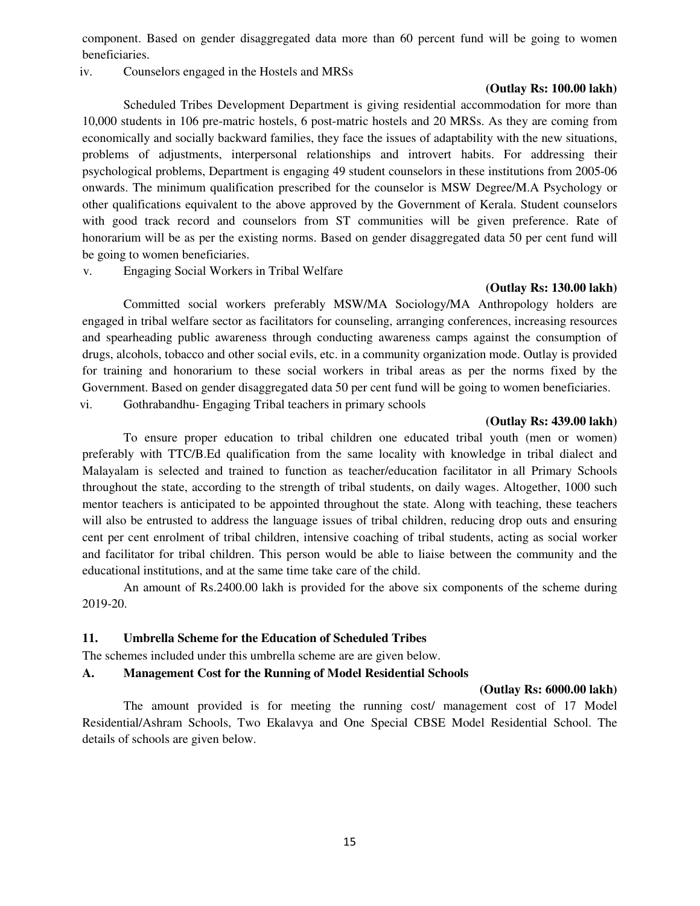component. Based on gender disaggregated data more than 60 percent fund will be going to women beneficiaries.

iv. Counselors engaged in the Hostels and MRSs

**(Outlay Rs: 100.00 lakh)**

Scheduled Tribes Development Department is giving residential accommodation for more than 10,000 students in 106 pre-matric hostels, 6 post-matric hostels and 20 MRSs. As they are coming from economically and socially backward families, they face the issues of adaptability with the new situations, problems of adjustments, interpersonal relationships and introvert habits. For addressing their psychological problems, Department is engaging 49 student counselors in these institutions from 2005-06 onwards. The minimum qualification prescribed for the counselor is MSW Degree/M.A Psychology or other qualifications equivalent to the above approved by the Government of Kerala. Student counselors with good track record and counselors from ST communities will be given preference. Rate of honorarium will be as per the existing norms. Based on gender disaggregated data 50 per cent fund will be going to women beneficiaries.

v. Engaging Social Workers in Tribal Welfare

**(Outlay Rs: 130.00 lakh)**

Committed social workers preferably MSW/MA Sociology/MA Anthropology holders are engaged in tribal welfare sector as facilitators for counseling, arranging conferences, increasing resources and spearheading public awareness through conducting awareness camps against the consumption of drugs, alcohols, tobacco and other social evils, etc. in a community organization mode. Outlay is provided for training and honorarium to these social workers in tribal areas as per the norms fixed by the Government. Based on gender disaggregated data 50 per cent fund will be going to women beneficiaries.

vi. Gothrabandhu- Engaging Tribal teachers in primary schools

**(Outlay Rs: 439.00 lakh)**

To ensure proper education to tribal children one educated tribal youth (men or women) preferably with TTC/B.Ed qualification from the same locality with knowledge in tribal dialect and Malayalam is selected and trained to function as teacher/education facilitator in all Primary Schools throughout the state, according to the strength of tribal students, on daily wages. Altogether, 1000 such mentor teachers is anticipated to be appointed throughout the state. Along with teaching, these teachers will also be entrusted to address the language issues of tribal children, reducing drop outs and ensuring cent per cent enrolment of tribal children, intensive coaching of tribal students, acting as social worker and facilitator for tribal children. This person would be able to liaise between the community and the educational institutions, and at the same time take care of the child.

An amount of Rs.2400.00 lakh is provided for the above six components of the scheme during 2019-20.

### 11. Umbrella Scheme for the Education of Scheduled Tribes

The schemes included under this umbrella scheme are are given below.

### A. Management Cost for the Running of Model Residential Schools

**(Outlay Rs: 6000.00 lakh)**

The amount provided is for meeting the running cost/ management cost of 17 Model Residential/Ashram Schools, Two Ekalavya and One Special CBSE Model Residential School. The details of schools are given below.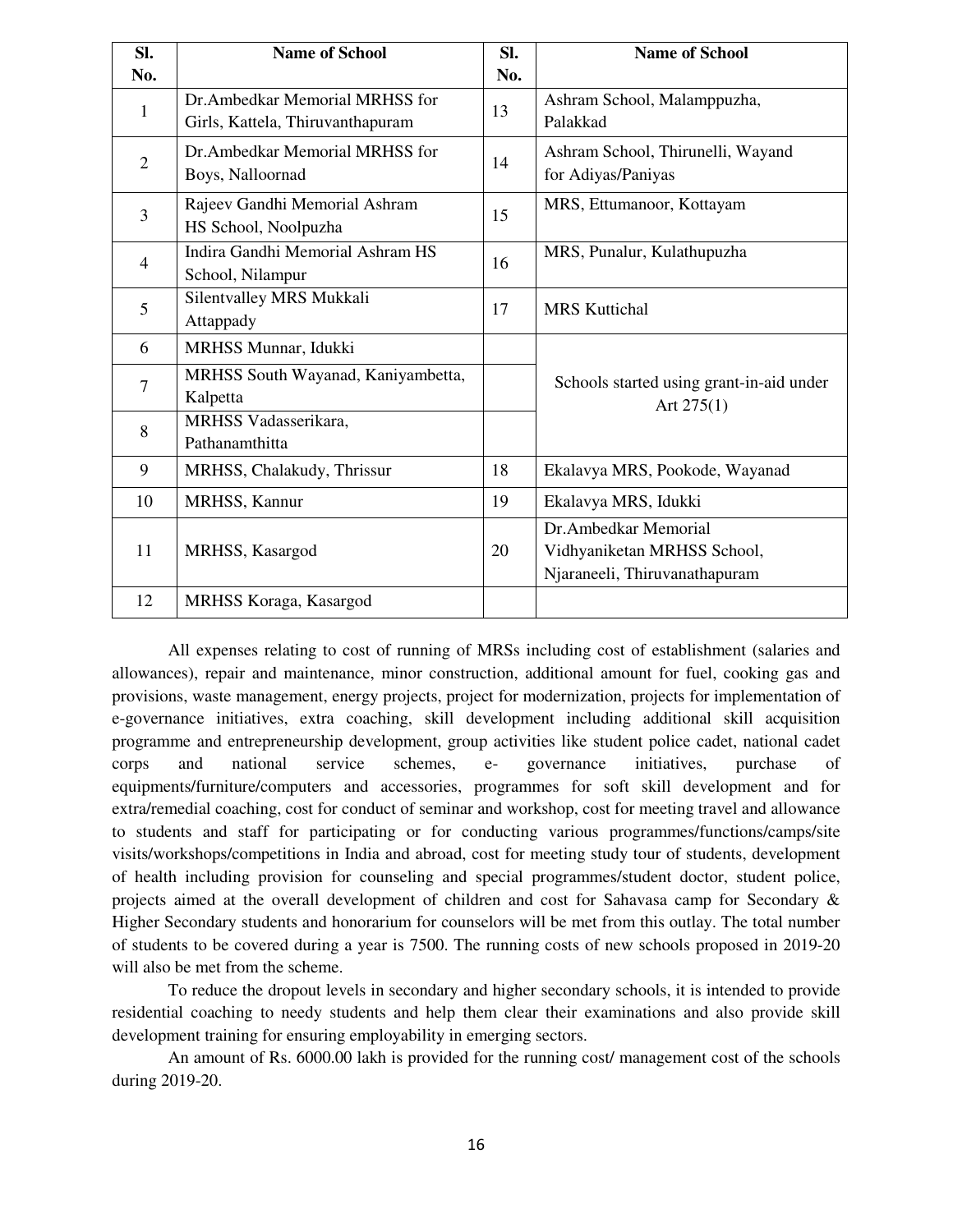| Sl. No. | Name of School | Sl. No. | Name of School |
|---|---|---|---|
| 1 | Dr.Ambedkar Memorial MRHSS for Girls, Kattela, Thiruvanthapuram | 13 | Ashram School, Malamppuzha, Palakkad |
| 2 | Dr.Ambedkar Memorial MRHSS for Boys, Nalloornad | 14 | Ashram School, Thirunelli, Wayand for Adiyas/Paniyas |
| 3 | Rajeev Gandhi Memorial Ashram HS School, Noolpuzha | 15 | MRS, Ettumanoor, Kottayam |
| 4 | Indira Gandhi Memorial Ashram HS School, Nilampur | 16 | MRS, Punalur, Kulathupuzha |
| 5 | Silentvalley MRS Mukkali Attappady | 17 | MRS Kuttichal |
| 6 | MRHSS Munnar, Idukki | | Schools started using grant-in-aid under Art 275(1) |
| 7 | MRHSS South Wayanad, Kaniyambetta, Kalpetta | | |
| 8 | MRHSS Vadasserikara, Pathanamthitta | | |
| 9 | MRHSS, Chalakudy, Thrissur | 18 | Ekalavya MRS, Pookode, Wayanad |
| 10 | MRHSS, Kannur | 19 | Ekalavya MRS, Idukki |
| 11 | MRHSS, Kasargod | 20 | Dr.Ambedkar Memorial Vidhyaniketan MRHSS School, Njaraneeli, Thiruvanathapuram |
| 12 | MRHSS Koraga, Kasargod | | |

All expenses relating to cost of running of MRSs including cost of establishment (salaries and allowances), repair and maintenance, minor construction, additional amount for fuel, cooking gas and provisions, waste management, energy projects, project for modernization, projects for implementation of e-governance initiatives, extra coaching, skill development including additional skill acquisition programme and entrepreneurship development, group activities like student police cadet, national cadet corps and national service schemes, e- governance initiatives, purchase of equipments/furniture/computers and accessories, programmes for soft skill development and for extra/remedial coaching, cost for conduct of seminar and workshop, cost for meeting travel and allowance to students and staff for participating or for conducting various programmes/functions/camps/site visits/workshops/competitions in India and abroad, cost for meeting study tour of students, development of health including provision for counseling and special programmes/student doctor, student police, projects aimed at the overall development of children and cost for Sahavasa camp for Secondary & Higher Secondary students and honorarium for counselors will be met from this outlay. The total number of students to be covered during a year is 7500. The running costs of new schools proposed in 2019-20 will also be met from the scheme.

To reduce the dropout levels in secondary and higher secondary schools, it is intended to provide residential coaching to needy students and help them clear their examinations and also provide skill development training for ensuring employability in emerging sectors.

An amount of Rs. 6000.00 lakh is provided for the running cost/ management cost of the schools during 2019-20.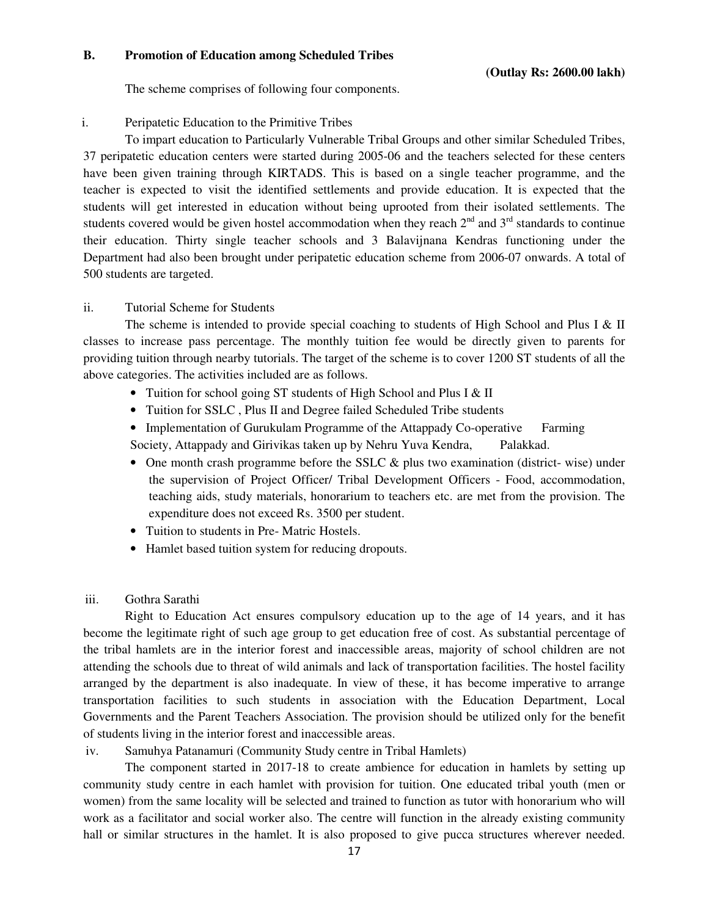**B. Promotion of Education among Scheduled Tribes**

**(Outlay Rs: 2600.00 lakh)**

The scheme comprises of following four components.

i. Peripatetic Education to the Primitive Tribes

To impart education to Particularly Vulnerable Tribal Groups and other similar Scheduled Tribes, 37 peripatetic education centers were started during 2005-06 and the teachers selected for these centers have been given training through KIRTADS. This is based on a single teacher programme, and the teacher is expected to visit the identified settlements and provide education. It is expected that the students will get interested in education without being uprooted from their isolated settlements. The students covered would be given hostel accommodation when they reach 2nd and 3rd standards to continue their education. Thirty single teacher schools and 3 Balavijnana Kendras functioning under the Department had also been brought under peripatetic education scheme from 2006-07 onwards. A total of 500 students are targeted.

ii. Tutorial Scheme for Students

The scheme is intended to provide special coaching to students of High School and Plus I & II classes to increase pass percentage. The monthly tuition fee would be directly given to parents for providing tuition through nearby tutorials. The target of the scheme is to cover 1200 ST students of all the above categories. The activities included are as follows.

- Tuition for school going ST students of High School and Plus I & II
- Tuition for SSLC , Plus II and Degree failed Scheduled Tribe students
- Implementation of Gurukulam Programme of the Attappady Co-operative Farming Society, Attappady and Girivikas taken up by Nehru Yuva Kendra, Palakkad.
- One month crash programme before the SSLC & plus two examination (district- wise) under the supervision of Project Officer/ Tribal Development Officers - Food, accommodation, teaching aids, study materials, honorarium to teachers etc. are met from the provision. The expenditure does not exceed Rs. 3500 per student.
- Tuition to students in Pre- Matric Hostels.
- Hamlet based tuition system for reducing dropouts.

iii. Gothra Sarathi

Right to Education Act ensures compulsory education up to the age of 14 years, and it has become the legitimate right of such age group to get education free of cost. As substantial percentage of the tribal hamlets are in the interior forest and inaccessible areas, majority of school children are not attending the schools due to threat of wild animals and lack of transportation facilities. The hostel facility arranged by the department is also inadequate. In view of these, it has become imperative to arrange transportation facilities to such students in association with the Education Department, Local Governments and the Parent Teachers Association. The provision should be utilized only for the benefit of students living in the interior forest and inaccessible areas.

iv. Samuhya Patanamuri (Community Study centre in Tribal Hamlets)

The component started in 2017-18 to create ambience for education in hamlets by setting up community study centre in each hamlet with provision for tuition. One educated tribal youth (men or women) from the same locality will be selected and trained to function as tutor with honorarium who will work as a facilitator and social worker also. The centre will function in the already existing community hall or similar structures in the hamlet. It is also proposed to give pucca structures wherever needed.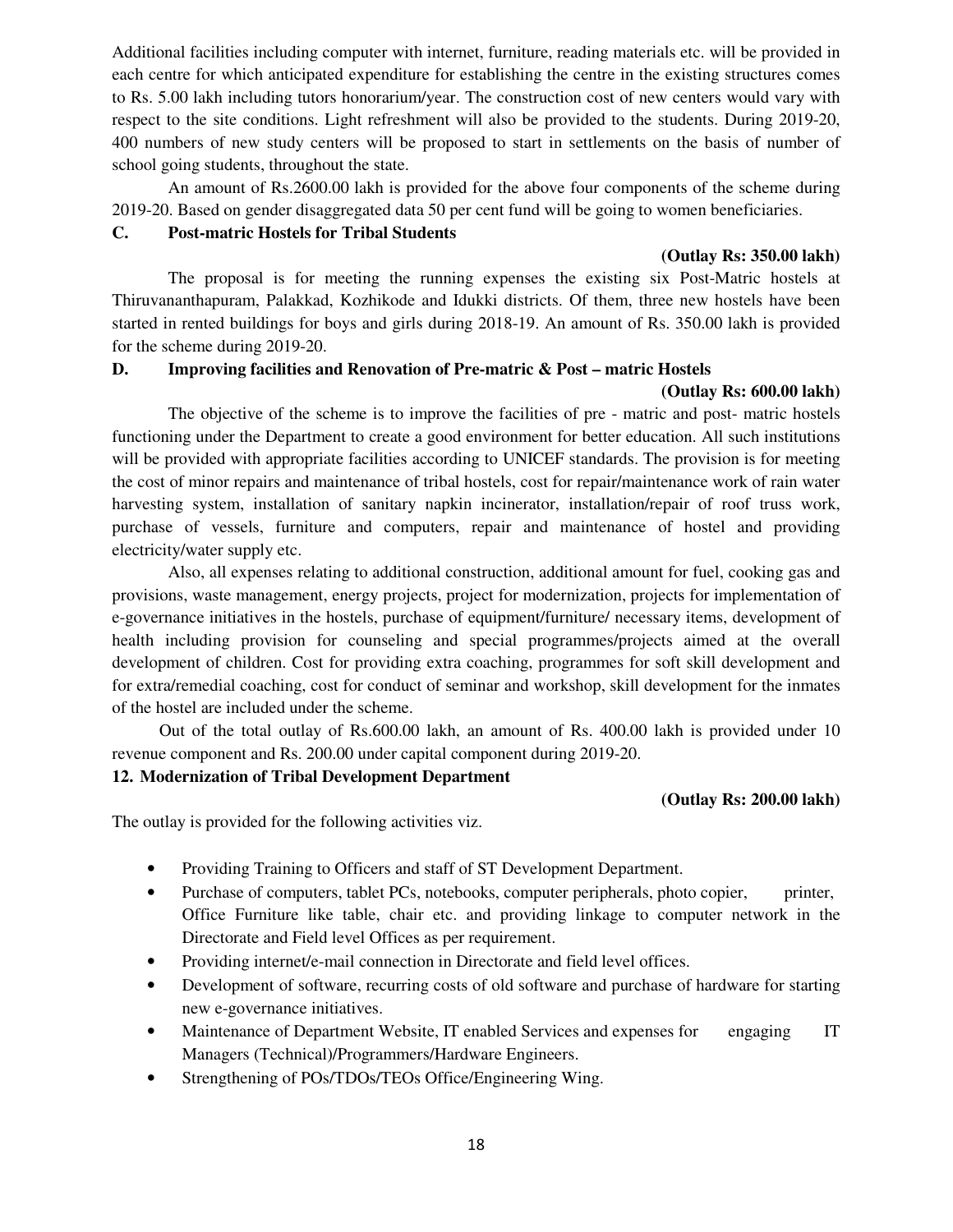Additional facilities including computer with internet, furniture, reading materials etc. will be provided in each centre for which anticipated expenditure for establishing the centre in the existing structures comes to Rs. 5.00 lakh including tutors honorarium/year. The construction cost of new centers would vary with respect to the site conditions. Light refreshment will also be provided to the students. During 2019-20, 400 numbers of new study centers will be proposed to start in settlements on the basis of number of school going students, throughout the state.

An amount of Rs.2600.00 lakh is provided for the above four components of the scheme during 2019-20. Based on gender disaggregated data 50 per cent fund will be going to women beneficiaries.

### C. Post-matric Hostels for Tribal Students

**(Outlay Rs: 350.00 lakh)**

The proposal is for meeting the running expenses the existing six Post-Matric hostels at Thiruvananthapuram, Palakkad, Kozhikode and Idukki districts. Of them, three new hostels have been started in rented buildings for boys and girls during 2018-19. An amount of Rs. 350.00 lakh is provided for the scheme during 2019-20.

### D. Improving facilities and Renovation of Pre-matric & Post – matric Hostels

**(Outlay Rs: 600.00 lakh)**

The objective of the scheme is to improve the facilities of pre - matric and post- matric hostels functioning under the Department to create a good environment for better education. All such institutions will be provided with appropriate facilities according to UNICEF standards. The provision is for meeting the cost of minor repairs and maintenance of tribal hostels, cost for repair/maintenance work of rain water harvesting system, installation of sanitary napkin incinerator, installation/repair of roof truss work, purchase of vessels, furniture and computers, repair and maintenance of hostel and providing electricity/water supply etc.

Also, all expenses relating to additional construction, additional amount for fuel, cooking gas and provisions, waste management, energy projects, project for modernization, projects for implementation of e-governance initiatives in the hostels, purchase of equipment/furniture/ necessary items, development of health including provision for counseling and special programmes/projects aimed at the overall development of children. Cost for providing extra coaching, programmes for soft skill development and for extra/remedial coaching, cost for conduct of seminar and workshop, skill development for the inmates of the hostel are included under the scheme.

Out of the total outlay of Rs.600.00 lakh, an amount of Rs. 400.00 lakh is provided under 10 revenue component and Rs. 200.00 under capital component during 2019-20.

## 12. Modernization of Tribal Development Department

**(Outlay Rs: 200.00 lakh)**

The outlay is provided for the following activities viz.

- Providing Training to Officers and staff of ST Development Department.
- Purchase of computers, tablet PCs, notebooks, computer peripherals, photo copier, printer, Office Furniture like table, chair etc. and providing linkage to computer network in the Directorate and Field level Offices as per requirement.
- Providing internet/e-mail connection in Directorate and field level offices.
- Development of software, recurring costs of old software and purchase of hardware for starting new e-governance initiatives.
- Maintenance of Department Website, IT enabled Services and expenses for engaging IT Managers (Technical)/Programmers/Hardware Engineers.
- Strengthening of POs/TDOs/TEOs Office/Engineering Wing.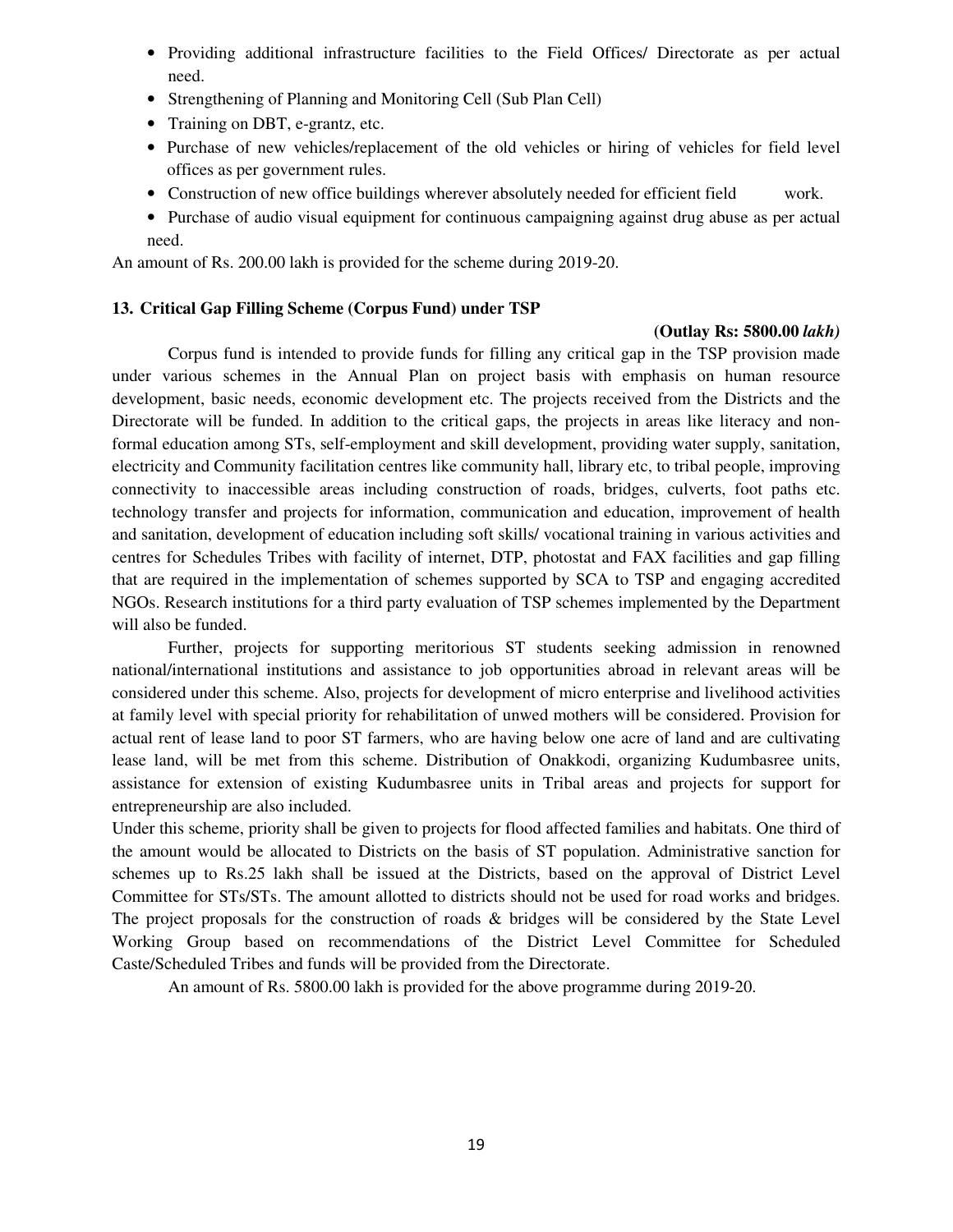- Providing additional infrastructure facilities to the Field Offices/ Directorate as per actual need.
- Strengthening of Planning and Monitoring Cell (Sub Plan Cell)
- Training on DBT, e-grantz, etc.
- Purchase of new vehicles/replacement of the old vehicles or hiring of vehicles for field level offices as per government rules.
- Construction of new office buildings wherever absolutely needed for efficient field work.
- Purchase of audio visual equipment for continuous campaigning against drug abuse as per actual need.

An amount of Rs. 200.00 lakh is provided for the scheme during 2019-20.

### 13. Critical Gap Filling Scheme (Corpus Fund) under TSP

**(Outlay Rs: 5800.00 *lakh)***

Corpus fund is intended to provide funds for filling any critical gap in the TSP provision made under various schemes in the Annual Plan on project basis with emphasis on human resource development, basic needs, economic development etc. The projects received from the Districts and the Directorate will be funded. In addition to the critical gaps, the projects in areas like literacy and non-formal education among STs, self-employment and skill development, providing water supply, sanitation, electricity and Community facilitation centres like community hall, library etc, to tribal people, improving connectivity to inaccessible areas including construction of roads, bridges, culverts, foot paths etc. technology transfer and projects for information, communication and education, improvement of health and sanitation, development of education including soft skills/ vocational training in various activities and centres for Schedules Tribes with facility of internet, DTP, photostat and FAX facilities and gap filling that are required in the implementation of schemes supported by SCA to TSP and engaging accredited NGOs. Research institutions for a third party evaluation of TSP schemes implemented by the Department will also be funded.

Further, projects for supporting meritorious ST students seeking admission in renowned national/international institutions and assistance to job opportunities abroad in relevant areas will be considered under this scheme. Also, projects for development of micro enterprise and livelihood activities at family level with special priority for rehabilitation of unwed mothers will be considered. Provision for actual rent of lease land to poor ST farmers, who are having below one acre of land and are cultivating lease land, will be met from this scheme. Distribution of Onakkodi, organizing Kudumbasree units, assistance for extension of existing Kudumbasree units in Tribal areas and projects for support for entrepreneurship are also included.

Under this scheme, priority shall be given to projects for flood affected families and habitats. One third of the amount would be allocated to Districts on the basis of ST population. Administrative sanction for schemes up to Rs.25 lakh shall be issued at the Districts, based on the approval of District Level Committee for STs/STs. The amount allotted to districts should not be used for road works and bridges. The project proposals for the construction of roads & bridges will be considered by the State Level Working Group based on recommendations of the District Level Committee for Scheduled Caste/Scheduled Tribes and funds will be provided from the Directorate.

An amount of Rs. 5800.00 lakh is provided for the above programme during 2019-20.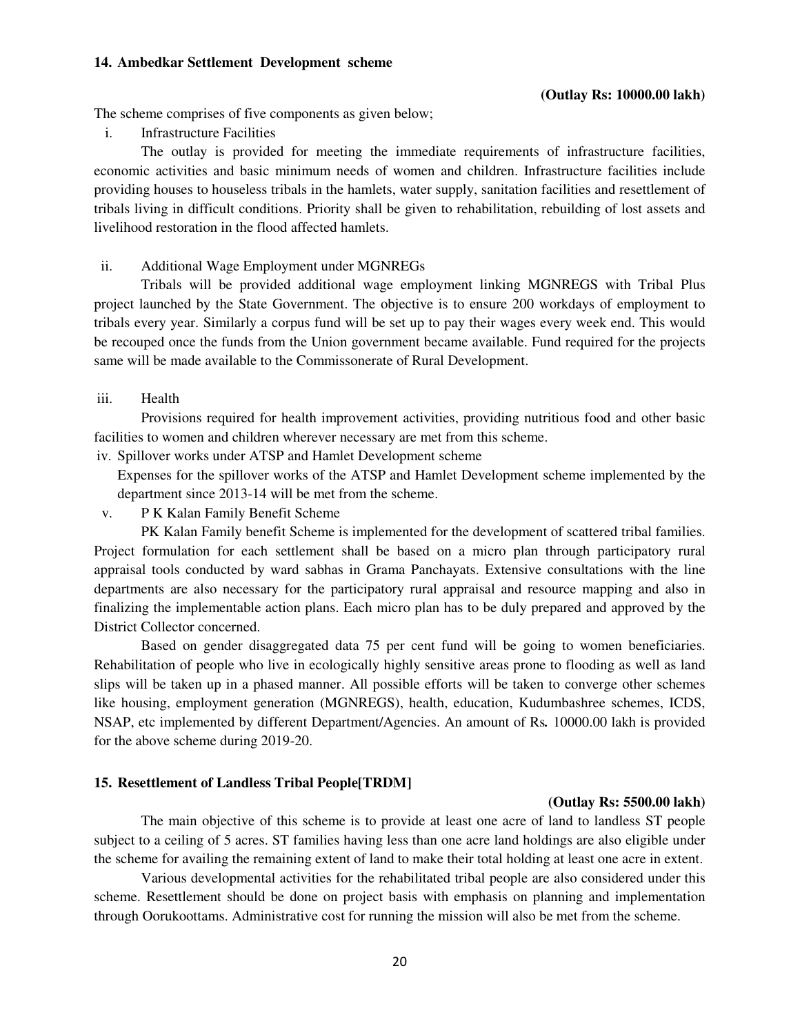### 14. Ambedkar Settlement Development scheme

**(Outlay Rs: 10000.00 lakh)**

The scheme comprises of five components as given below;

i. Infrastructure Facilities

The outlay is provided for meeting the immediate requirements of infrastructure facilities, economic activities and basic minimum needs of women and children. Infrastructure facilities include providing houses to houseless tribals in the hamlets, water supply, sanitation facilities and resettlement of tribals living in difficult conditions. Priority shall be given to rehabilitation, rebuilding of lost assets and livelihood restoration in the flood affected hamlets.

ii. Additional Wage Employment under MGNREGs

Tribals will be provided additional wage employment linking MGNREGS with Tribal Plus project launched by the State Government. The objective is to ensure 200 workdays of employment to tribals every year. Similarly a corpus fund will be set up to pay their wages every week end. This would be recouped once the funds from the Union government became available. Fund required for the projects same will be made available to the Commissonerate of Rural Development.

iii. Health

Provisions required for health improvement activities, providing nutritious food and other basic facilities to women and children wherever necessary are met from this scheme.

iv. Spillover works under ATSP and Hamlet Development scheme

Expenses for the spillover works of the ATSP and Hamlet Development scheme implemented by the department since 2013-14 will be met from the scheme.

v. P K Kalan Family Benefit Scheme

PK Kalan Family benefit Scheme is implemented for the development of scattered tribal families. Project formulation for each settlement shall be based on a micro plan through participatory rural appraisal tools conducted by ward sabhas in Grama Panchayats. Extensive consultations with the line departments are also necessary for the participatory rural appraisal and resource mapping and also in finalizing the implementable action plans. Each micro plan has to be duly prepared and approved by the District Collector concerned.

Based on gender disaggregated data 75 per cent fund will be going to women beneficiaries. Rehabilitation of people who live in ecologically highly sensitive areas prone to flooding as well as land slips will be taken up in a phased manner. All possible efforts will be taken to converge other schemes like housing, employment generation (MGNREGS), health, education, Kudumbashree schemes, ICDS, NSAP, etc implemented by different Department/Agencies. An amount of Rs**.** 10000.00 lakh is provided for the above scheme during 2019-20.

### 15. Resettlement of Landless Tribal People[TRDM]

**(Outlay Rs: 5500.00 lakh)**

The main objective of this scheme is to provide at least one acre of land to landless ST people subject to a ceiling of 5 acres. ST families having less than one acre land holdings are also eligible under the scheme for availing the remaining extent of land to make their total holding at least one acre in extent.

Various developmental activities for the rehabilitated tribal people are also considered under this scheme. Resettlement should be done on project basis with emphasis on planning and implementation through Oorukoottams. Administrative cost for running the mission will also be met from the scheme.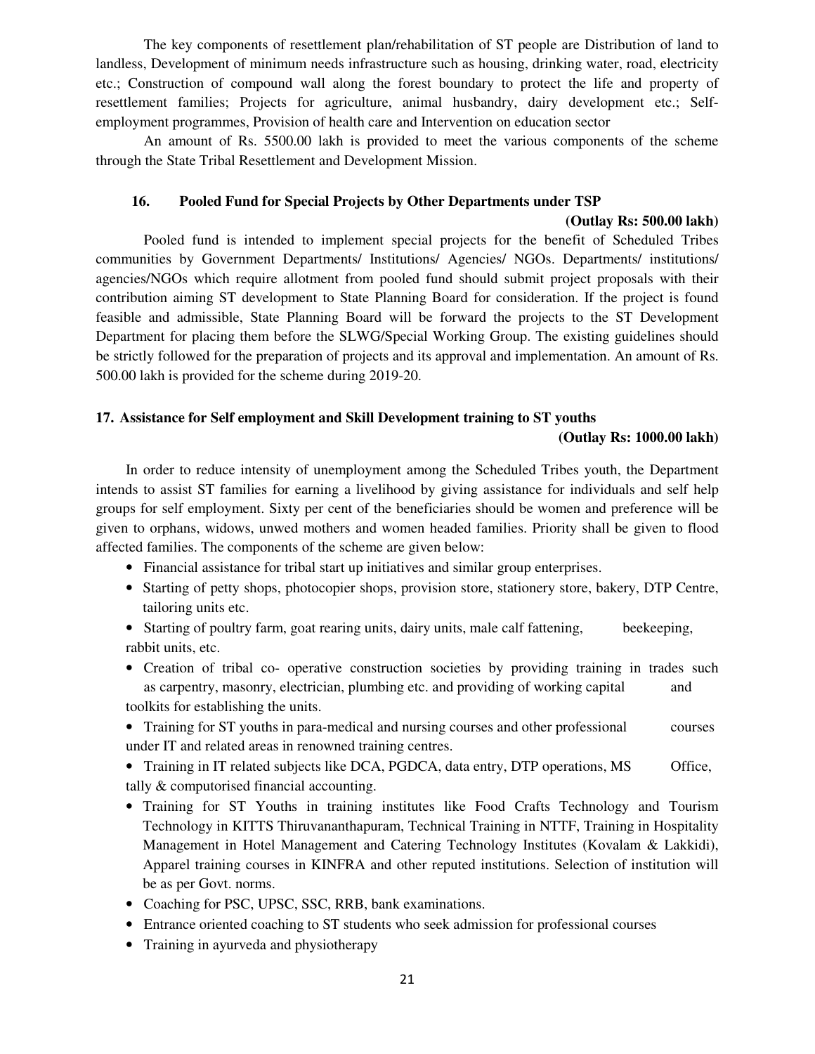The key components of resettlement plan/rehabilitation of ST people are Distribution of land to landless, Development of minimum needs infrastructure such as housing, drinking water, road, electricity etc.; Construction of compound wall along the forest boundary to protect the life and property of resettlement families; Projects for agriculture, animal husbandry, dairy development etc.; Self-employment programmes, Provision of health care and Intervention on education sector

An amount of Rs. 5500.00 lakh is provided to meet the various components of the scheme through the State Tribal Resettlement and Development Mission.

### 16. Pooled Fund for Special Projects by Other Departments under TSP

**(Outlay Rs: 500.00 lakh)**

Pooled fund is intended to implement special projects for the benefit of Scheduled Tribes communities by Government Departments/ Institutions/ Agencies/ NGOs. Departments/ institutions/ agencies/NGOs which require allotment from pooled fund should submit project proposals with their contribution aiming ST development to State Planning Board for consideration. If the project is found feasible and admissible, State Planning Board will be forward the projects to the ST Development Department for placing them before the SLWG/Special Working Group. The existing guidelines should be strictly followed for the preparation of projects and its approval and implementation. An amount of Rs. 500.00 lakh is provided for the scheme during 2019-20.

### 17. Assistance for Self employment and Skill Development training to ST youths

**(Outlay Rs: 1000.00 lakh)**

In order to reduce intensity of unemployment among the Scheduled Tribes youth, the Department intends to assist ST families for earning a livelihood by giving assistance for individuals and self help groups for self employment. Sixty per cent of the beneficiaries should be women and preference will be given to orphans, widows, unwed mothers and women headed families. Priority shall be given to flood affected families. The components of the scheme are given below:

- Financial assistance for tribal start up initiatives and similar group enterprises.
- Starting of petty shops, photocopier shops, provision store, stationery store, bakery, DTP Centre, tailoring units etc.
- Starting of poultry farm, goat rearing units, dairy units, male calf fattening, beekeeping, rabbit units, etc.
- Creation of tribal co- operative construction societies by providing training in trades such as carpentry, masonry, electrician, plumbing etc. and providing of working capital and toolkits for establishing the units.
- Training for ST youths in para-medical and nursing courses and other professional courses under IT and related areas in renowned training centres.
- Training in IT related subjects like DCA, PGDCA, data entry, DTP operations, MS Office, tally & computorised financial accounting.
- Training for ST Youths in training institutes like Food Crafts Technology and Tourism Technology in KITTS Thiruvananthapuram, Technical Training in NTTF, Training in Hospitality Management in Hotel Management and Catering Technology Institutes (Kovalam & Lakkidi), Apparel training courses in KINFRA and other reputed institutions. Selection of institution will be as per Govt. norms.
- Coaching for PSC, UPSC, SSC, RRB, bank examinations.
- Entrance oriented coaching to ST students who seek admission for professional courses
- Training in ayurveda and physiotherapy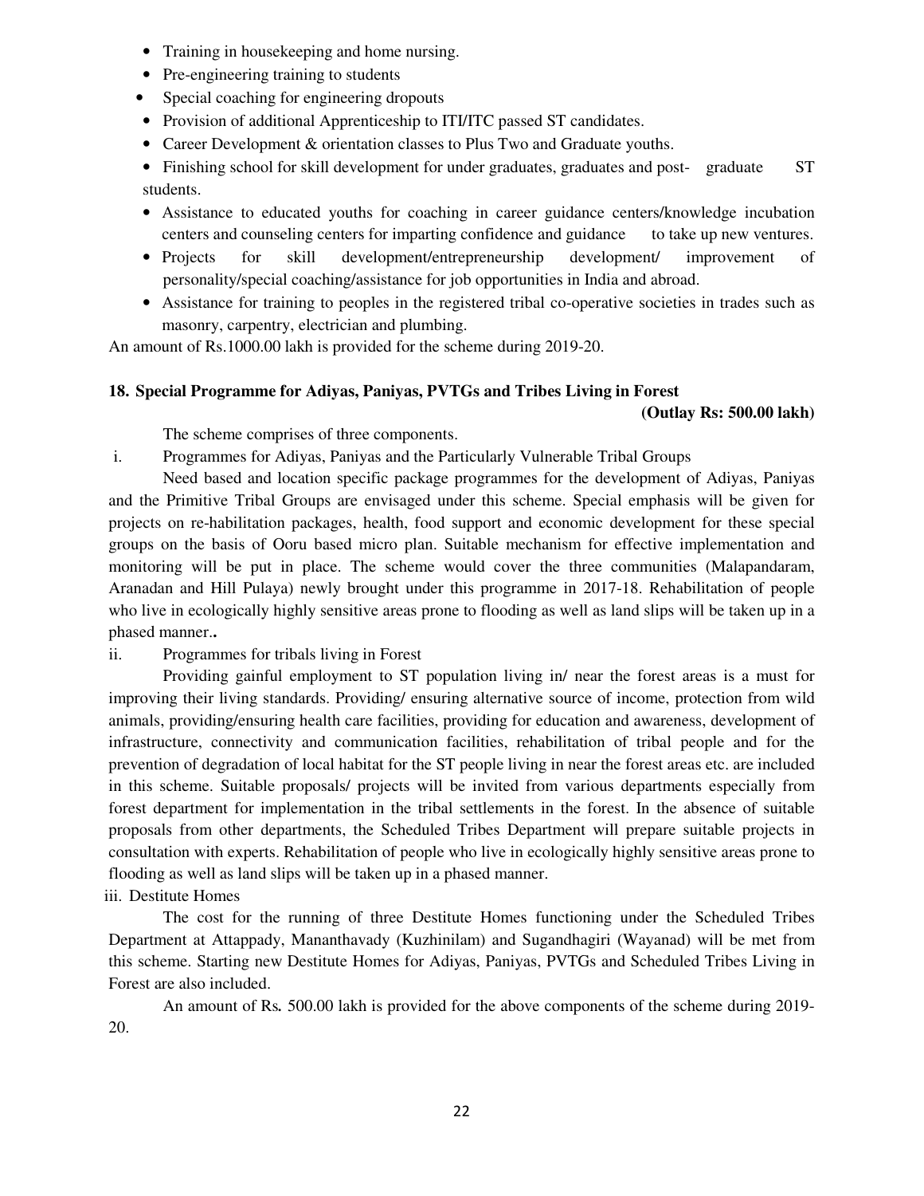- Training in housekeeping and home nursing.
- Pre-engineering training to students
- Special coaching for engineering dropouts
- Provision of additional Apprenticeship to ITI/ITC passed ST candidates.
- Career Development & orientation classes to Plus Two and Graduate youths.
- Finishing school for skill development for under graduates, graduates and post- graduate ST students.
- Assistance to educated youths for coaching in career guidance centers/knowledge incubation centers and counseling centers for imparting confidence and guidance to take up new ventures.
- Projects for skill development/entrepreneurship development/ improvement of personality/special coaching/assistance for job opportunities in India and abroad.
- Assistance for training to peoples in the registered tribal co-operative societies in trades such as masonry, carpentry, electrician and plumbing.

An amount of Rs.1000.00 lakh is provided for the scheme during 2019-20.

**18. Special Programme for Adiyas, Paniyas, PVTGs and Tribes Living in Forest**

**(Outlay Rs: 500.00 lakh)**

The scheme comprises of three components.

i. Programmes for Adiyas, Paniyas and the Particularly Vulnerable Tribal Groups

Need based and location specific package programmes for the development of Adiyas, Paniyas and the Primitive Tribal Groups are envisaged under this scheme. Special emphasis will be given for projects on re-habilitation packages, health, food support and economic development for these special groups on the basis of Ooru based micro plan. Suitable mechanism for effective implementation and monitoring will be put in place. The scheme would cover the three communities (Malapandaram, Aranadan and Hill Pulaya) newly brought under this programme in 2017-18. Rehabilitation of people who live in ecologically highly sensitive areas prone to flooding as well as land slips will be taken up in a phased manner.**.**

ii. Programmes for tribals living in Forest

Providing gainful employment to ST population living in/ near the forest areas is a must for improving their living standards. Providing/ ensuring alternative source of income, protection from wild animals, providing/ensuring health care facilities, providing for education and awareness, development of infrastructure, connectivity and communication facilities, rehabilitation of tribal people and for the prevention of degradation of local habitat for the ST people living in near the forest areas etc. are included in this scheme. Suitable proposals/ projects will be invited from various departments especially from forest department for implementation in the tribal settlements in the forest. In the absence of suitable proposals from other departments, the Scheduled Tribes Department will prepare suitable projects in consultation with experts. Rehabilitation of people who live in ecologically highly sensitive areas prone to flooding as well as land slips will be taken up in a phased manner.

iii. Destitute Homes

The cost for the running of three Destitute Homes functioning under the Scheduled Tribes Department at Attappady, Mananthavady (Kuzhinilam) and Sugandhagiri (Wayanad) will be met from this scheme. Starting new Destitute Homes for Adiyas, Paniyas, PVTGs and Scheduled Tribes Living in Forest are also included.

An amount of Rs**.** 500.00 lakh is provided for the above components of the scheme during 2019-20.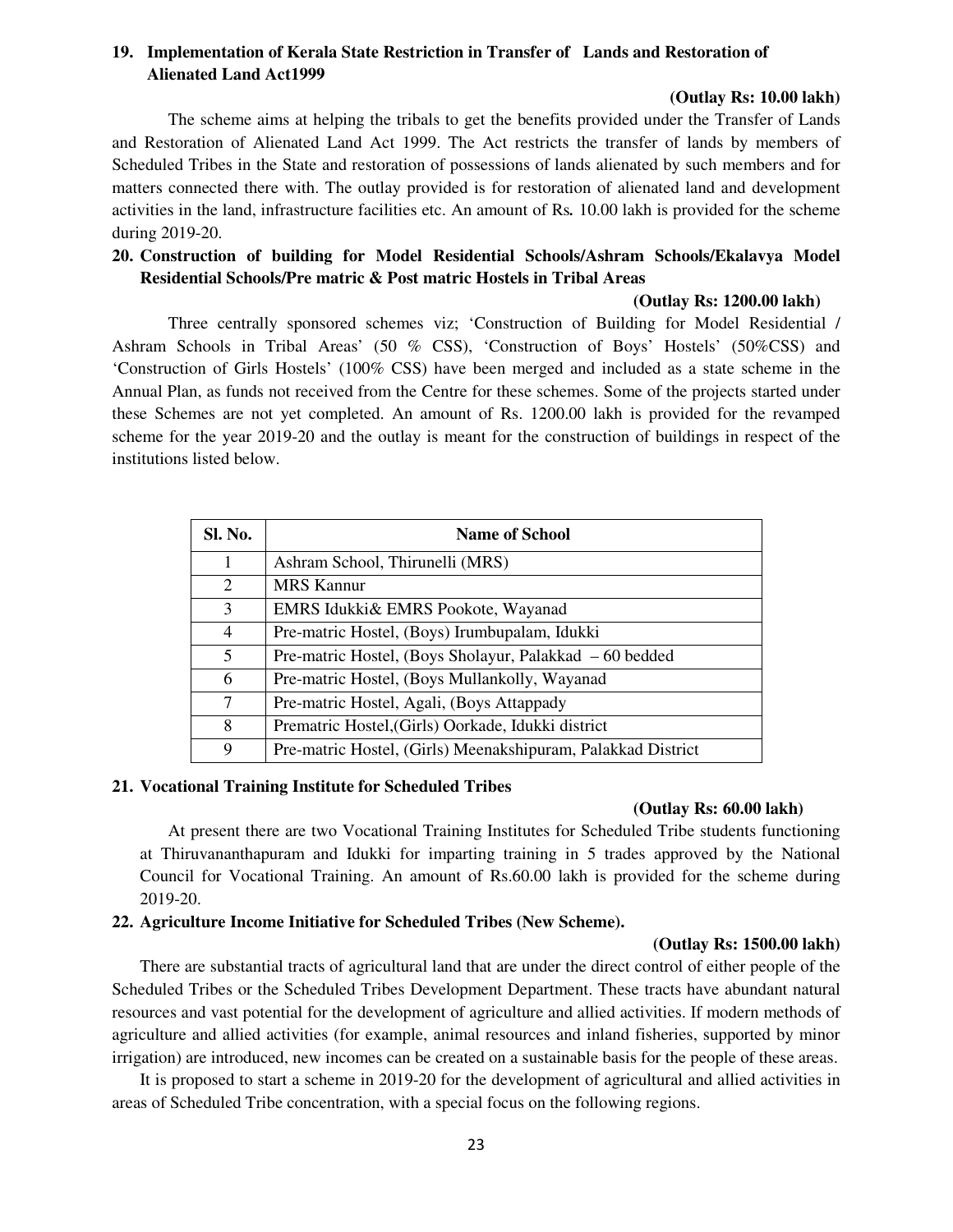**19. Implementation of Kerala State Restriction in Transfer of Lands and Restoration of Alienated Land Act1999**

**(Outlay Rs: 10.00 lakh)**

The scheme aims at helping the tribals to get the benefits provided under the Transfer of Lands and Restoration of Alienated Land Act 1999. The Act restricts the transfer of lands by members of Scheduled Tribes in the State and restoration of possessions of lands alienated by such members and for matters connected there with. The outlay provided is for restoration of alienated land and development activities in the land, infrastructure facilities etc. An amount of Rs**.** 10.00 lakh is provided for the scheme during 2019-20.

**20. Construction of building for Model Residential Schools/Ashram Schools/Ekalavya Model Residential Schools/Pre matric & Post matric Hostels in Tribal Areas**

**(Outlay Rs: 1200.00 lakh)**

Three centrally sponsored schemes viz; 'Construction of Building for Model Residential / Ashram Schools in Tribal Areas' (50 % CSS), 'Construction of Boys' Hostels' (50%CSS) and 'Construction of Girls Hostels' (100% CSS) have been merged and included as a state scheme in the Annual Plan, as funds not received from the Centre for these schemes. Some of the projects started under these Schemes are not yet completed. An amount of Rs. 1200.00 lakh is provided for the revamped scheme for the year 2019-20 and the outlay is meant for the construction of buildings in respect of the institutions listed below.

| Sl. No. | Name of School |
|---|---|
| 1 | Ashram School, Thirunelli (MRS) |
| 2 | MRS Kannur |
| 3 | EMRS Idukki& EMRS Pookote, Wayanad |
| 4 | Pre-matric Hostel, (Boys) Irumbupalam, Idukki |
| 5 | Pre-matric Hostel, (Boys Sholayur, Palakkad – 60 bedded |
| 6 | Pre-matric Hostel, (Boys Mullankolly, Wayanad |
| 7 | Pre-matric Hostel, Agali, (Boys Attappady |
| 8 | Prematric Hostel,(Girls) Oorkade, Idukki district |
| 9 | Pre-matric Hostel, (Girls) Meenakshipuram, Palakkad District |

**21. Vocational Training Institute for Scheduled Tribes**

**(Outlay Rs: 60.00 lakh)**

At present there are two Vocational Training Institutes for Scheduled Tribe students functioning at Thiruvananthapuram and Idukki for imparting training in 5 trades approved by the National Council for Vocational Training. An amount of Rs.60.00 lakh is provided for the scheme during 2019-20.

**22. Agriculture Income Initiative for Scheduled Tribes (New Scheme).**

**(Outlay Rs: 1500.00 lakh)**

There are substantial tracts of agricultural land that are under the direct control of either people of the Scheduled Tribes or the Scheduled Tribes Development Department. These tracts have abundant natural resources and vast potential for the development of agriculture and allied activities. If modern methods of agriculture and allied activities (for example, animal resources and inland fisheries, supported by minor irrigation) are introduced, new incomes can be created on a sustainable basis for the people of these areas.

It is proposed to start a scheme in 2019-20 for the development of agricultural and allied activities in areas of Scheduled Tribe concentration, with a special focus on the following regions.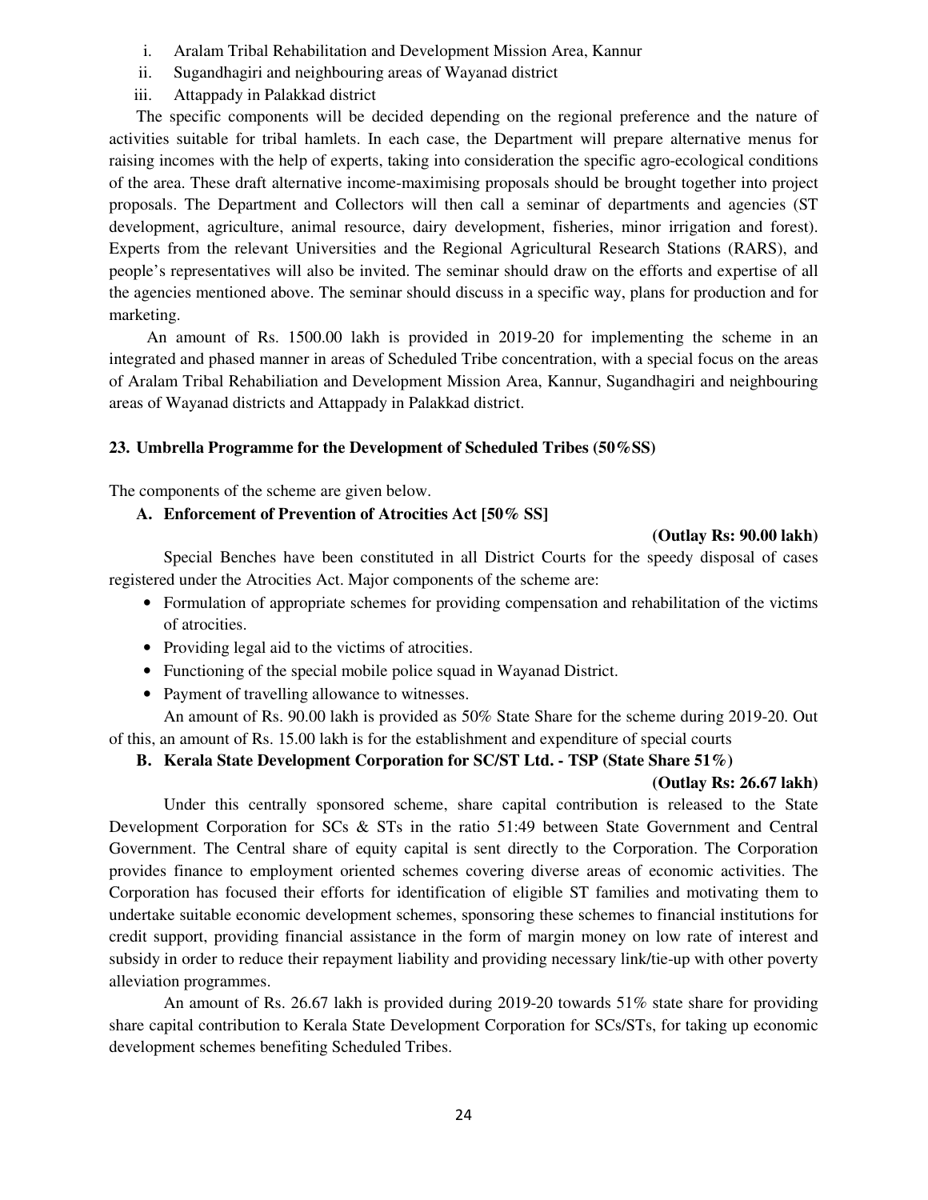i. Aralam Tribal Rehabilitation and Development Mission Area, Kannur
ii. Sugandhagiri and neighbouring areas of Wayanad district
iii. Attappady in Palakkad district

The specific components will be decided depending on the regional preference and the nature of activities suitable for tribal hamlets. In each case, the Department will prepare alternative menus for raising incomes with the help of experts, taking into consideration the specific agro-ecological conditions of the area. These draft alternative income-maximising proposals should be brought together into project proposals. The Department and Collectors will then call a seminar of departments and agencies (ST development, agriculture, animal resource, dairy development, fisheries, minor irrigation and forest). Experts from the relevant Universities and the Regional Agricultural Research Stations (RARS), and people's representatives will also be invited. The seminar should draw on the efforts and expertise of all the agencies mentioned above. The seminar should discuss in a specific way, plans for production and for marketing.

An amount of Rs. 1500.00 lakh is provided in 2019-20 for implementing the scheme in an integrated and phased manner in areas of Scheduled Tribe concentration, with a special focus on the areas of Aralam Tribal Rehabiliation and Development Mission Area, Kannur, Sugandhagiri and neighbouring areas of Wayanad districts and Attappady in Palakkad district.

### 23. Umbrella Programme for the Development of Scheduled Tribes (50%SS)

The components of the scheme are given below.

#### A. Enforcement of Prevention of Atrocities Act [50% SS]

**(Outlay Rs: 90.00 lakh)**

Special Benches have been constituted in all District Courts for the speedy disposal of cases registered under the Atrocities Act. Major components of the scheme are:

- Formulation of appropriate schemes for providing compensation and rehabilitation of the victims of atrocities.
- Providing legal aid to the victims of atrocities.
- Functioning of the special mobile police squad in Wayanad District.
- Payment of travelling allowance to witnesses.

An amount of Rs. 90.00 lakh is provided as 50% State Share for the scheme during 2019-20. Out of this, an amount of Rs. 15.00 lakh is for the establishment and expenditure of special courts

#### B. Kerala State Development Corporation for SC/ST Ltd. - TSP (State Share 51%)

**(Outlay Rs: 26.67 lakh)**

Under this centrally sponsored scheme, share capital contribution is released to the State Development Corporation for SCs & STs in the ratio 51:49 between State Government and Central Government. The Central share of equity capital is sent directly to the Corporation. The Corporation provides finance to employment oriented schemes covering diverse areas of economic activities. The Corporation has focused their efforts for identification of eligible ST families and motivating them to undertake suitable economic development schemes, sponsoring these schemes to financial institutions for credit support, providing financial assistance in the form of margin money on low rate of interest and subsidy in order to reduce their repayment liability and providing necessary link/tie-up with other poverty alleviation programmes.

An amount of Rs. 26.67 lakh is provided during 2019-20 towards 51% state share for providing share capital contribution to Kerala State Development Corporation for SCs/STs, for taking up economic development schemes benefiting Scheduled Tribes.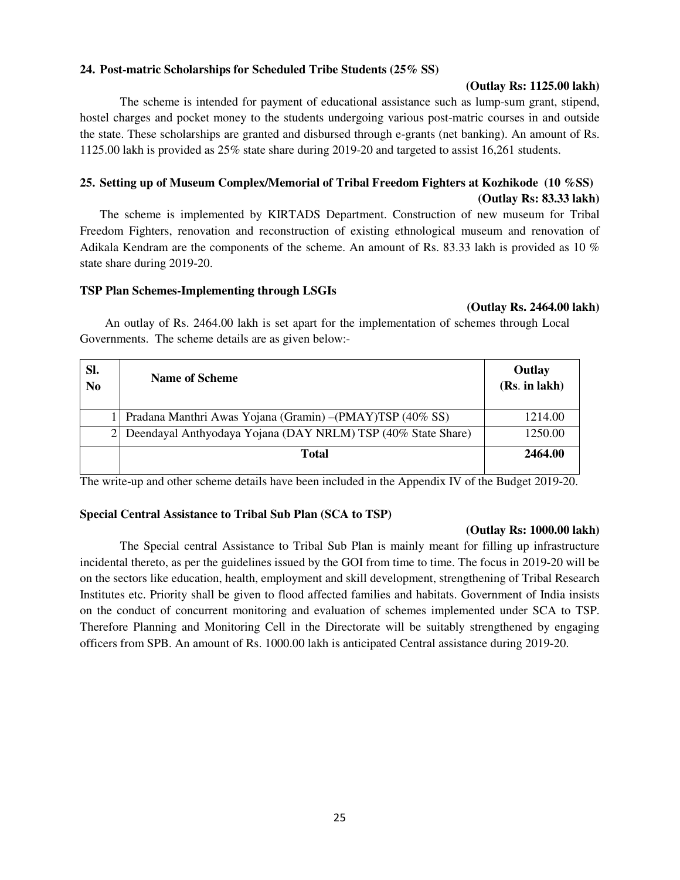### 24. Post-matric Scholarships for Scheduled Tribe Students (25% SS)

**(Outlay Rs: 1125.00 lakh)**

The scheme is intended for payment of educational assistance such as lump-sum grant, stipend, hostel charges and pocket money to the students undergoing various post-matric courses in and outside the state. These scholarships are granted and disbursed through e-grants (net banking). An amount of Rs. 1125.00 lakh is provided as 25% state share during 2019-20 and targeted to assist 16,261 students.

### 25. Setting up of Museum Complex/Memorial of Tribal Freedom Fighters at Kozhikode (10 %SS)

**(Outlay Rs: 83.33 lakh)**

The scheme is implemented by KIRTADS Department. Construction of new museum for Tribal Freedom Fighters, renovation and reconstruction of existing ethnological museum and renovation of Adikala Kendram are the components of the scheme. An amount of Rs. 83.33 lakh is provided as 10 % state share during 2019-20.

### TSP Plan Schemes-Implementing through LSGIs

**(Outlay Rs. 2464.00 lakh)**

An outlay of Rs. 2464.00 lakh is set apart for the implementation of schemes through Local Governments. The scheme details are as given below:-

| Sl. No | Name of Scheme | Outlay (Rs. in lakh) |
|---|---|---|
| 1 | Pradana Manthri Awas Yojana (Gramin) –(PMAY)TSP (40% SS) | 1214.00 |
| 2 | Deendayal Anthyodaya Yojana (DAY NRLM) TSP (40% State Share) | 1250.00 |
| | **Total** | **2464.00** |

The write-up and other scheme details have been included in the Appendix IV of the Budget 2019-20.

### Special Central Assistance to Tribal Sub Plan (SCA to TSP)

**(Outlay Rs: 1000.00 lakh)**

The Special central Assistance to Tribal Sub Plan is mainly meant for filling up infrastructure incidental thereto, as per the guidelines issued by the GOI from time to time. The focus in 2019-20 will be on the sectors like education, health, employment and skill development, strengthening of Tribal Research Institutes etc. Priority shall be given to flood affected families and habitats. Government of India insists on the conduct of concurrent monitoring and evaluation of schemes implemented under SCA to TSP. Therefore Planning and Monitoring Cell in the Directorate will be suitably strengthened by engaging officers from SPB. An amount of Rs. 1000.00 lakh is anticipated Central assistance during 2019-20.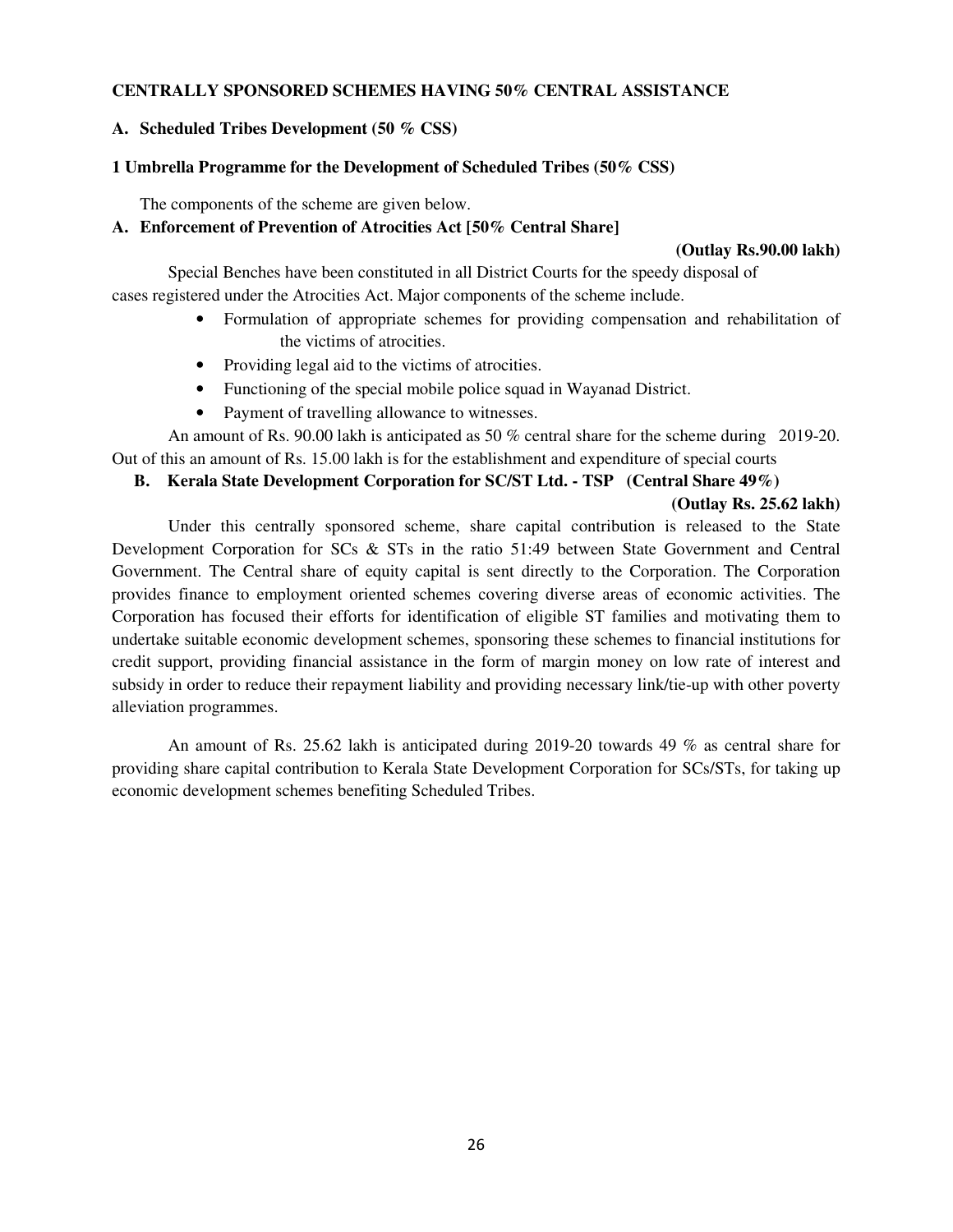**CENTRALLY SPONSORED SCHEMES HAVING 50% CENTRAL ASSISTANCE**

**A. Scheduled Tribes Development (50 % CSS)**

**1 Umbrella Programme for the Development of Scheduled Tribes (50% CSS)**

The components of the scheme are given below.

**A. Enforcement of Prevention of Atrocities Act [50% Central Share]**

**(Outlay Rs.90.00 lakh)**

Special Benches have been constituted in all District Courts for the speedy disposal of cases registered under the Atrocities Act. Major components of the scheme include.

- Formulation of appropriate schemes for providing compensation and rehabilitation of the victims of atrocities.
- Providing legal aid to the victims of atrocities.
- Functioning of the special mobile police squad in Wayanad District.
- Payment of travelling allowance to witnesses.

An amount of Rs. 90.00 lakh is anticipated as 50 % central share for the scheme during 2019-20. Out of this an amount of Rs. 15.00 lakh is for the establishment and expenditure of special courts

**B. Kerala State Development Corporation for SC/ST Ltd. - TSP (Central Share 49%)**

**(Outlay Rs. 25.62 lakh)**

Under this centrally sponsored scheme, share capital contribution is released to the State Development Corporation for SCs & STs in the ratio 51:49 between State Government and Central Government. The Central share of equity capital is sent directly to the Corporation. The Corporation provides finance to employment oriented schemes covering diverse areas of economic activities. The Corporation has focused their efforts for identification of eligible ST families and motivating them to undertake suitable economic development schemes, sponsoring these schemes to financial institutions for credit support, providing financial assistance in the form of margin money on low rate of interest and subsidy in order to reduce their repayment liability and providing necessary link/tie-up with other poverty alleviation programmes.

An amount of Rs. 25.62 lakh is anticipated during 2019-20 towards 49 % as central share for providing share capital contribution to Kerala State Development Corporation for SCs/STs, for taking up economic development schemes benefiting Scheduled Tribes.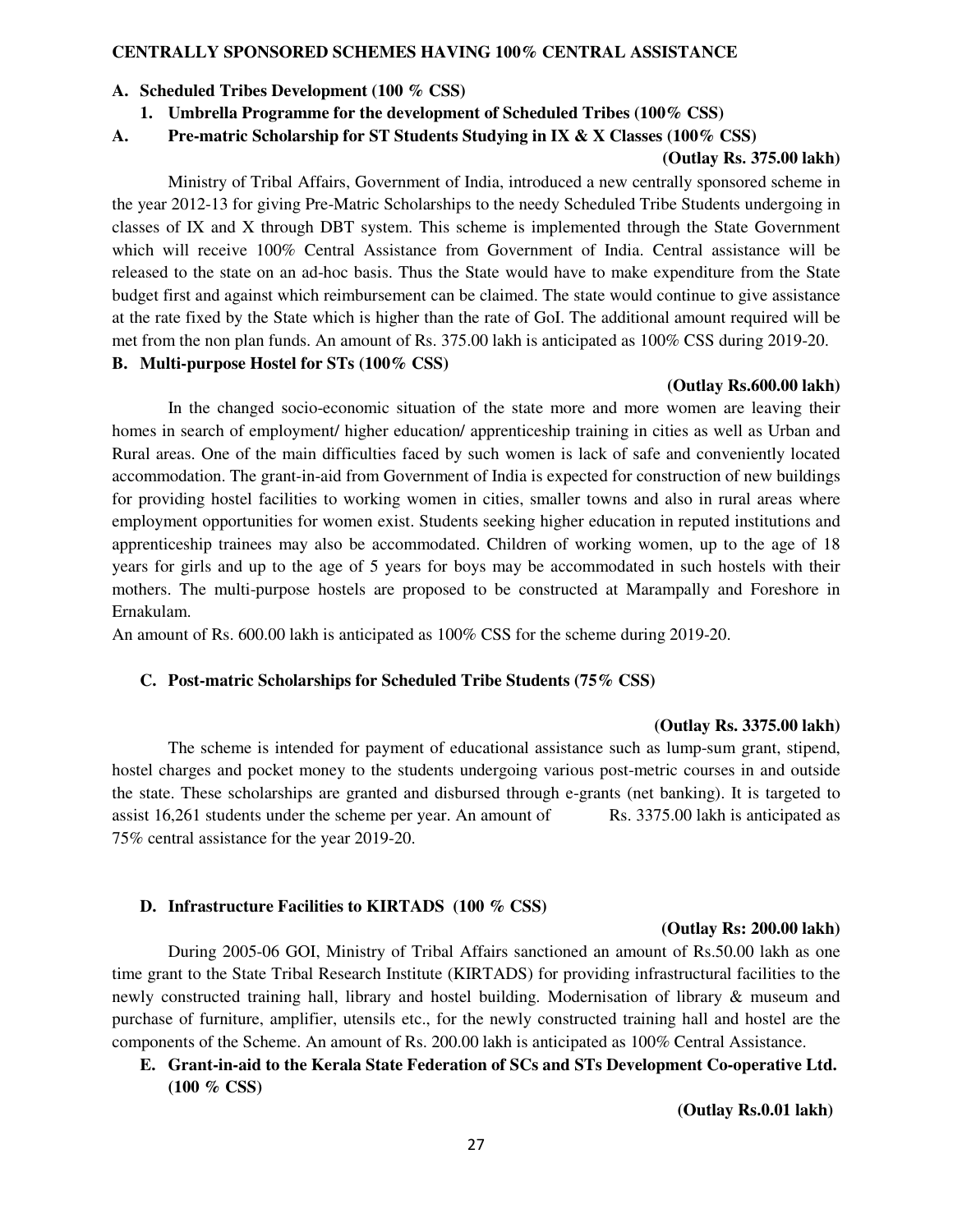**CENTRALLY SPONSORED SCHEMES HAVING 100% CENTRAL ASSISTANCE**

**A. Scheduled Tribes Development (100 % CSS)**

**1. Umbrella Programme for the development of Scheduled Tribes (100% CSS)**

**A. Pre-matric Scholarship for ST Students Studying in IX & X Classes (100% CSS)**

**(Outlay Rs. 375.00 lakh)**

Ministry of Tribal Affairs, Government of India, introduced a new centrally sponsored scheme in the year 2012-13 for giving Pre-Matric Scholarships to the needy Scheduled Tribe Students undergoing in classes of IX and X through DBT system. This scheme is implemented through the State Government which will receive 100% Central Assistance from Government of India. Central assistance will be released to the state on an ad-hoc basis. Thus the State would have to make expenditure from the State budget first and against which reimbursement can be claimed. The state would continue to give assistance at the rate fixed by the State which is higher than the rate of GoI. The additional amount required will be met from the non plan funds. An amount of Rs. 375.00 lakh is anticipated as 100% CSS during 2019-20.

**B. Multi-purpose Hostel for STs (100% CSS)**

**(Outlay Rs.600.00 lakh)**

In the changed socio-economic situation of the state more and more women are leaving their homes in search of employment/ higher education/ apprenticeship training in cities as well as Urban and Rural areas. One of the main difficulties faced by such women is lack of safe and conveniently located accommodation. The grant-in-aid from Government of India is expected for construction of new buildings for providing hostel facilities to working women in cities, smaller towns and also in rural areas where employment opportunities for women exist. Students seeking higher education in reputed institutions and apprenticeship trainees may also be accommodated. Children of working women, up to the age of 18 years for girls and up to the age of 5 years for boys may be accommodated in such hostels with their mothers. The multi-purpose hostels are proposed to be constructed at Marampally and Foreshore in Ernakulam.

An amount of Rs. 600.00 lakh is anticipated as 100% CSS for the scheme during 2019-20.

**C. Post-matric Scholarships for Scheduled Tribe Students (75% CSS)**

**(Outlay Rs. 3375.00 lakh)**

The scheme is intended for payment of educational assistance such as lump-sum grant, stipend, hostel charges and pocket money to the students undergoing various post-metric courses in and outside the state. These scholarships are granted and disbursed through e-grants (net banking). It is targeted to assist 16,261 students under the scheme per year. An amount of Rs. 3375.00 lakh is anticipated as 75% central assistance for the year 2019-20.

**D. Infrastructure Facilities to KIRTADS (100 % CSS)**

**(Outlay Rs: 200.00 lakh)**

During 2005-06 GOI, Ministry of Tribal Affairs sanctioned an amount of Rs.50.00 lakh as one time grant to the State Tribal Research Institute (KIRTADS) for providing infrastructural facilities to the newly constructed training hall, library and hostel building. Modernisation of library & museum and purchase of furniture, amplifier, utensils etc., for the newly constructed training hall and hostel are the components of the Scheme. An amount of Rs. 200.00 lakh is anticipated as 100% Central Assistance.

**E. Grant-in-aid to the Kerala State Federation of SCs and STs Development Co-operative Ltd. (100 % CSS)**

**(Outlay Rs.0.01 lakh)**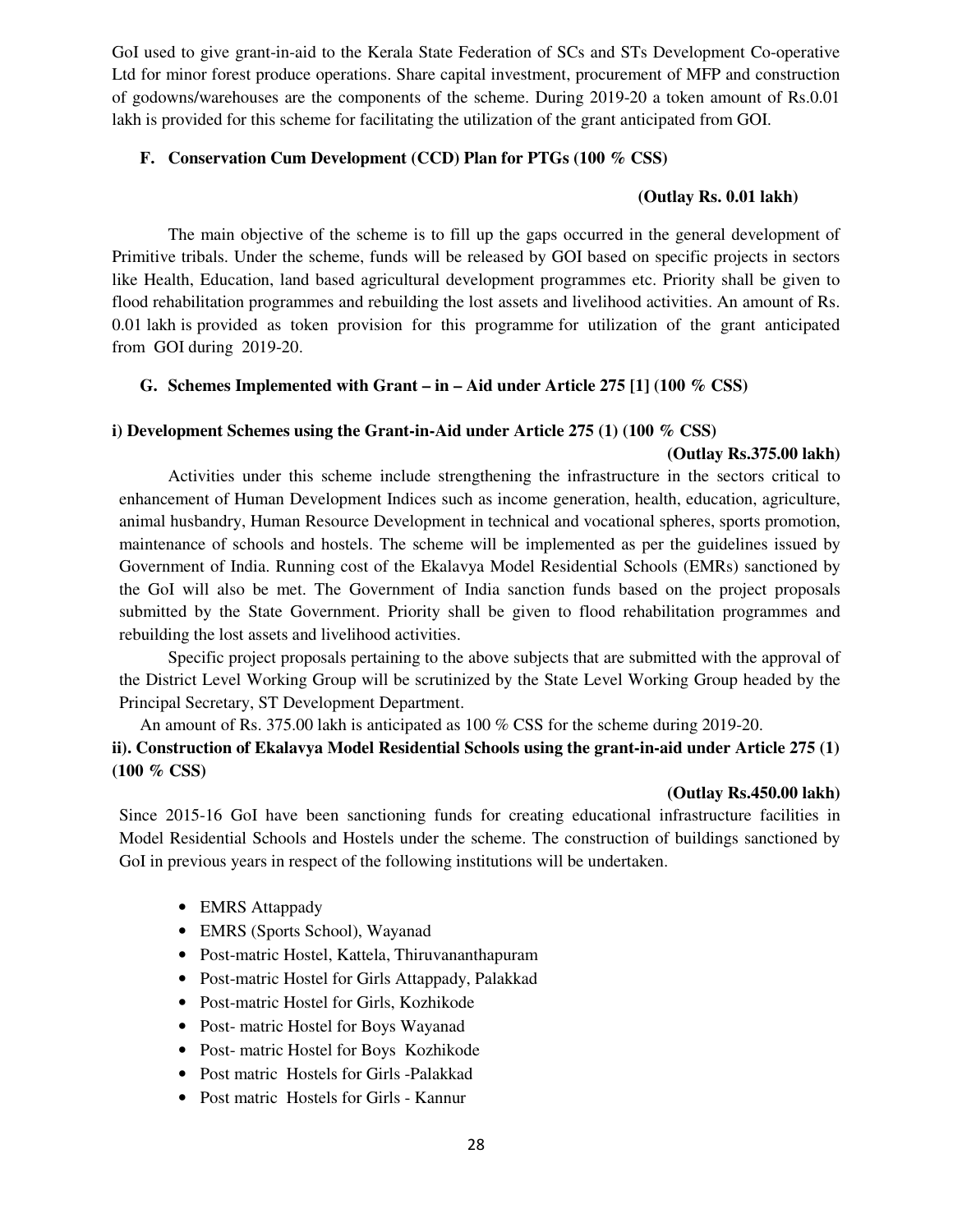GoI used to give grant-in-aid to the Kerala State Federation of SCs and STs Development Co-operative Ltd for minor forest produce operations. Share capital investment, procurement of MFP and construction of godowns/warehouses are the components of the scheme. During 2019-20 a token amount of Rs.0.01 lakh is provided for this scheme for facilitating the utilization of the grant anticipated from GOI.

### F. Conservation Cum Development (CCD) Plan for PTGs (100 % CSS)

**(Outlay Rs. 0.01 lakh)**

The main objective of the scheme is to fill up the gaps occurred in the general development of Primitive tribals. Under the scheme, funds will be released by GOI based on specific projects in sectors like Health, Education, land based agricultural development programmes etc. Priority shall be given to flood rehabilitation programmes and rebuilding the lost assets and livelihood activities. An amount of Rs. 0.01 lakh is provided as token provision for this programme for utilization of the grant anticipated from GOI during 2019-20.

### G. Schemes Implemented with Grant – in – Aid under Article 275 [1] (100 % CSS)

#### i) Development Schemes using the Grant-in-Aid under Article 275 (1) (100 % CSS)

**(Outlay Rs.375.00 lakh)**

Activities under this scheme include strengthening the infrastructure in the sectors critical to enhancement of Human Development Indices such as income generation, health, education, agriculture, animal husbandry, Human Resource Development in technical and vocational spheres, sports promotion, maintenance of schools and hostels. The scheme will be implemented as per the guidelines issued by Government of India. Running cost of the Ekalavya Model Residential Schools (EMRs) sanctioned by the GoI will also be met. The Government of India sanction funds based on the project proposals submitted by the State Government. Priority shall be given to flood rehabilitation programmes and rebuilding the lost assets and livelihood activities.

Specific project proposals pertaining to the above subjects that are submitted with the approval of the District Level Working Group will be scrutinized by the State Level Working Group headed by the Principal Secretary, ST Development Department.

An amount of Rs. 375.00 lakh is anticipated as 100 % CSS for the scheme during 2019-20.

#### ii). Construction of Ekalavya Model Residential Schools using the grant-in-aid under Article 275 (1) (100 % CSS)

**(Outlay Rs.450.00 lakh)**

Since 2015-16 GoI have been sanctioning funds for creating educational infrastructure facilities in Model Residential Schools and Hostels under the scheme. The construction of buildings sanctioned by GoI in previous years in respect of the following institutions will be undertaken.

- EMRS Attappady
- EMRS (Sports School), Wayanad
- Post-matric Hostel, Kattela, Thiruvananthapuram
- Post-matric Hostel for Girls Attappady, Palakkad
- Post-matric Hostel for Girls, Kozhikode
- Post- matric Hostel for Boys Wayanad
- Post- matric Hostel for Boys Kozhikode
- Post matric Hostels for Girls -Palakkad
- Post matric Hostels for Girls - Kannur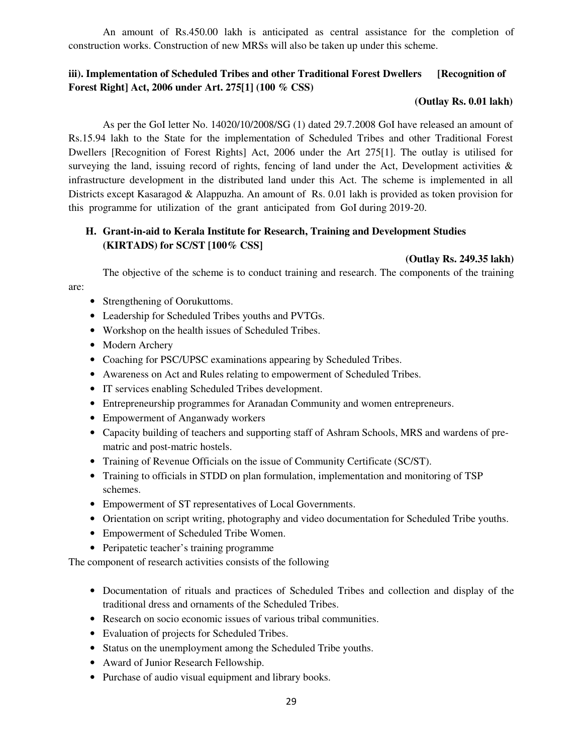An amount of Rs.450.00 lakh is anticipated as central assistance for the completion of construction works. Construction of new MRSs will also be taken up under this scheme.

**iii). Implementation of Scheduled Tribes and other Traditional Forest Dwellers [Recognition of Forest Right] Act, 2006 under Art. 275[1] (100 % CSS)**

**(Outlay Rs. 0.01 lakh)**

As per the GoI letter No. 14020/10/2008/SG (1) dated 29.7.2008 GoI have released an amount of Rs.15.94 lakh to the State for the implementation of Scheduled Tribes and other Traditional Forest Dwellers [Recognition of Forest Rights] Act, 2006 under the Art 275[1]. The outlay is utilised for surveying the land, issuing record of rights, fencing of land under the Act, Development activities & infrastructure development in the distributed land under this Act. The scheme is implemented in all Districts except Kasaragod & Alappuzha. An amount of Rs. 0.01 lakh is provided as token provision for this programme for utilization of the grant anticipated from GoI during 2019-20.

**H. Grant-in-aid to Kerala Institute for Research, Training and Development Studies (KIRTADS) for SC/ST [100% CSS]**

**(Outlay Rs. 249.35 lakh)**

The objective of the scheme is to conduct training and research. The components of the training are:

- Strengthening of Oorukuttoms.
- Leadership for Scheduled Tribes youths and PVTGs.
- Workshop on the health issues of Scheduled Tribes.
- Modern Archery
- Coaching for PSC/UPSC examinations appearing by Scheduled Tribes.
- Awareness on Act and Rules relating to empowerment of Scheduled Tribes.
- IT services enabling Scheduled Tribes development.
- Entrepreneurship programmes for Aranadan Community and women entrepreneurs.
- Empowerment of Anganwady workers
- Capacity building of teachers and supporting staff of Ashram Schools, MRS and wardens of pre-matric and post-matric hostels.
- Training of Revenue Officials on the issue of Community Certificate (SC/ST).
- Training to officials in STDD on plan formulation, implementation and monitoring of TSP schemes.
- Empowerment of ST representatives of Local Governments.
- Orientation on script writing, photography and video documentation for Scheduled Tribe youths.
- Empowerment of Scheduled Tribe Women.
- Peripatetic teacher's training programme

The component of research activities consists of the following

- Documentation of rituals and practices of Scheduled Tribes and collection and display of the traditional dress and ornaments of the Scheduled Tribes.
- Research on socio economic issues of various tribal communities.
- Evaluation of projects for Scheduled Tribes.
- Status on the unemployment among the Scheduled Tribe youths.
- Award of Junior Research Fellowship.
- Purchase of audio visual equipment and library books.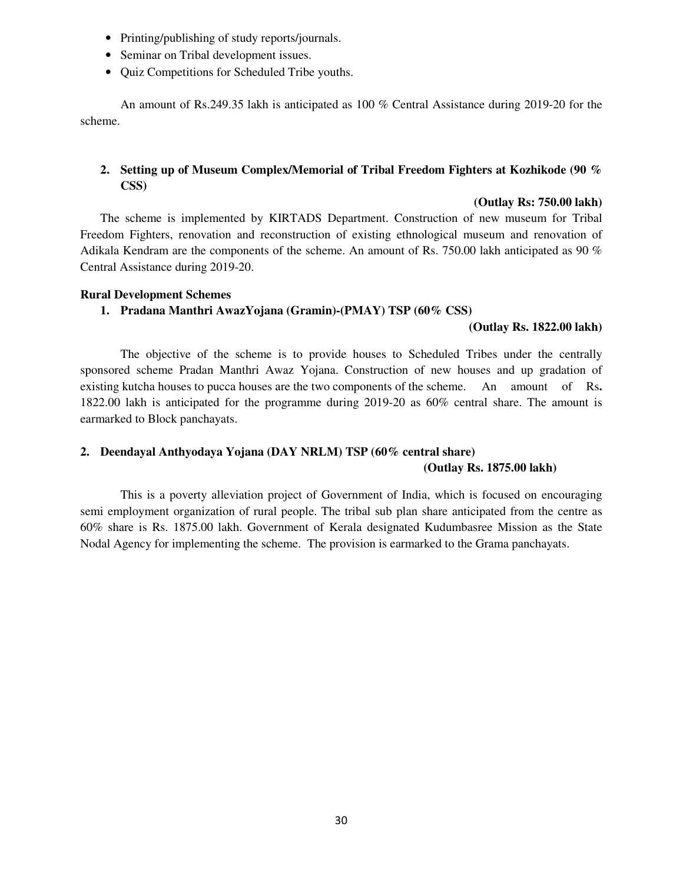- Printing/publishing of study reports/journals.
- Seminar on Tribal development issues.
- Quiz Competitions for Scheduled Tribe youths.

An amount of Rs.249.35 lakh is anticipated as 100 % Central Assistance during 2019-20 for the scheme.

**2. Setting up of Museum Complex/Memorial of Tribal Freedom Fighters at Kozhikode (90 % CSS)**

**(Outlay Rs: 750.00 lakh)**

The scheme is implemented by KIRTADS Department. Construction of new museum for Tribal Freedom Fighters, renovation and reconstruction of existing ethnological museum and renovation of Adikala Kendram are the components of the scheme. An amount of Rs. 750.00 lakh anticipated as 90 % Central Assistance during 2019-20.

**Rural Development Schemes**

**1. Pradana Manthri AwazYojana (Gramin)-(PMAY) TSP (60% CSS)**

**(Outlay Rs. 1822.00 lakh)**

The objective of the scheme is to provide houses to Scheduled Tribes under the centrally sponsored scheme Pradan Manthri Awaz Yojana. Construction of new houses and up gradation of existing kutcha houses to pucca houses are the two components of the scheme. An amount of Rs**.** 1822.00 lakh is anticipated for the programme during 2019-20 as 60% central share. The amount is earmarked to Block panchayats.

**2. Deendayal Anthyodaya Yojana (DAY NRLM) TSP (60% central share)**

**(Outlay Rs. 1875.00 lakh)**

This is a poverty alleviation project of Government of India, which is focused on encouraging semi employment organization of rural people. The tribal sub plan share anticipated from the centre as 60% share is Rs. 1875.00 lakh. Government of Kerala designated Kudumbasree Mission as the State Nodal Agency for implementing the scheme. The provision is earmarked to the Grama panchayats.